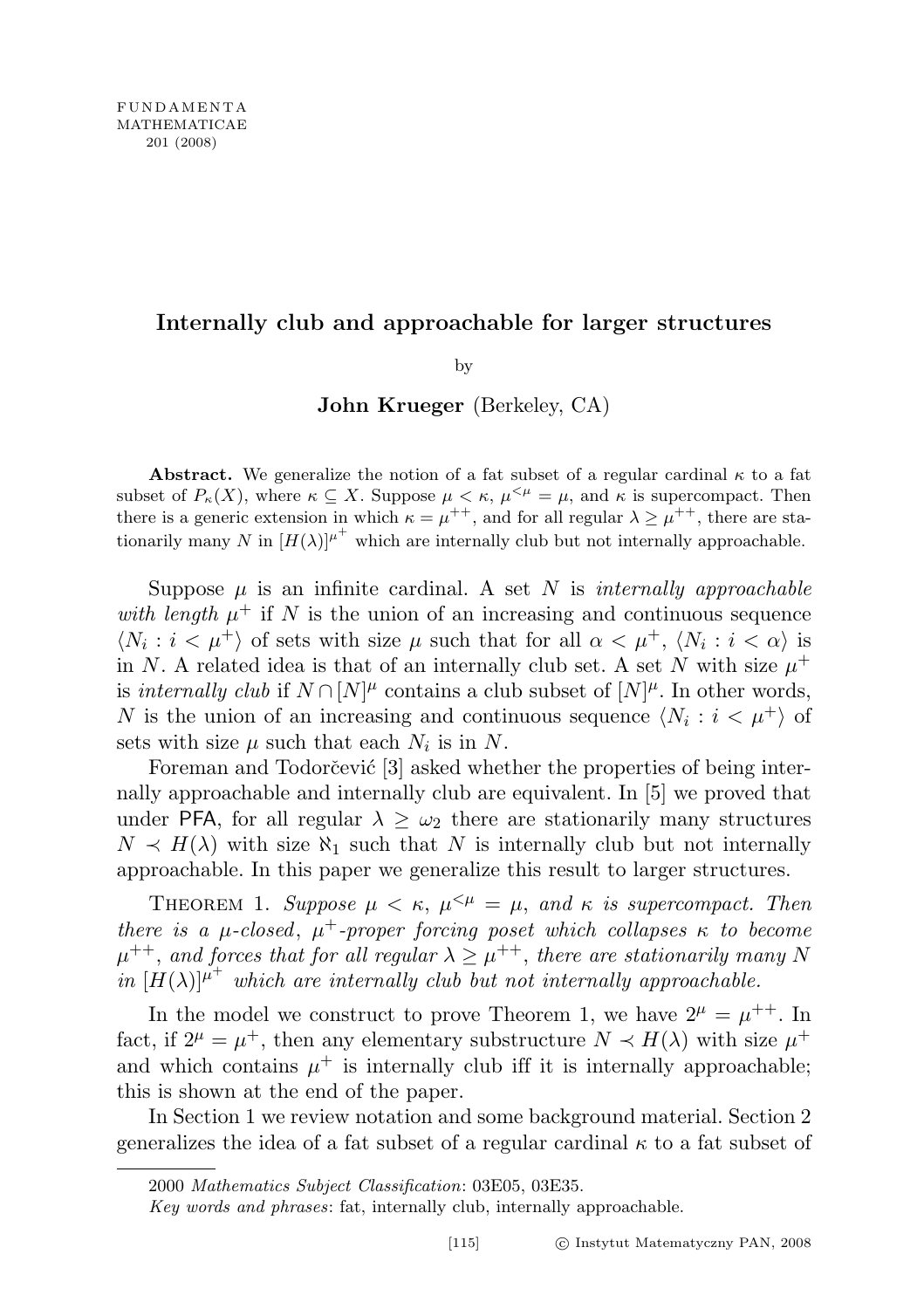FUNDAMENTA
MATHEMATICAE
201 (2008)

# Internally club and approachable for larger structures

by

**John Krueger** (Berkeley, CA)

**Abstract.** We generalize the notion of a fat subset of a regular cardinal $\kappa$ to a fat subset of $P_\kappa(X)$, where $\kappa \subseteq X$. Suppose $\mu < \kappa$, $\mu^{<\mu} = \mu$, and $\kappa$ is supercompact. Then there is a generic extension in which $\kappa = \mu^{++}$, and for all regular $\lambda \geq \mu^{++}$, there are stationarily many $N$ in $[H(\lambda)]^{\mu^+}$ which are internally club but not internally approachable.

Suppose $\mu$ is an infinite cardinal. A set $N$ is *internally approachable with length* $\mu^+$ if $N$ is the union of an increasing and continuous sequence $\langle N_i : i < \mu^+ \rangle$ of sets with size $\mu$ such that for all $\alpha < \mu^+$, $\langle N_i : i < \alpha \rangle$ is in $N$. A related idea is that of an internally club set. A set $N$ with size $\mu^+$ is *internally club* if $N \cap [N]^\mu$ contains a club subset of $[N]^\mu$. In other words, $N$ is the union of an increasing and continuous sequence $\langle N_i : i < \mu^+ \rangle$ of sets with size $\mu$ such that each $N_i$ is in $N$.

Foreman and Todorčević [3] asked whether the properties of being internally approachable and internally club are equivalent. In [5] we proved that under $\mathsf{PFA}$, for all regular $\lambda \geq \omega_2$ there are stationarily many structures $N \prec H(\lambda)$ with size $\aleph_1$ such that $N$ is internally club but not internally approachable. In this paper we generalize this result to larger structures.

Theorem 1. *Suppose $\mu < \kappa$, $\mu^{<\mu} = \mu$, and $\kappa$ is supercompact. Then there is a $\mu$-closed, $\mu^+$-proper forcing poset which collapses $\kappa$ to become $\mu^{++}$, and forces that for all regular $\lambda \geq \mu^{++}$, there are stationarily many $N$ in $[H(\lambda)]^{\mu^+}$ which are internally club but not internally approachable.*

In the model we construct to prove Theorem 1, we have $2^\mu = \mu^{++}$. In fact, if $2^\mu = \mu^+$, then any elementary substructure $N \prec H(\lambda)$ with size $\mu^+$ and which contains $\mu^+$ is internally club iff it is internally approachable; this is shown at the end of the paper.

In Section 1 we review notation and some background material. Section 2 generalizes the idea of a fat subset of a regular cardinal $\kappa$ to a fat subset of

2000 *Mathematics Subject Classification*: 03E05, 03E35.

*Key words and phrases*: fat, internally club, internally approachable.

[115] © Instytut Matematyczny PAN, 2008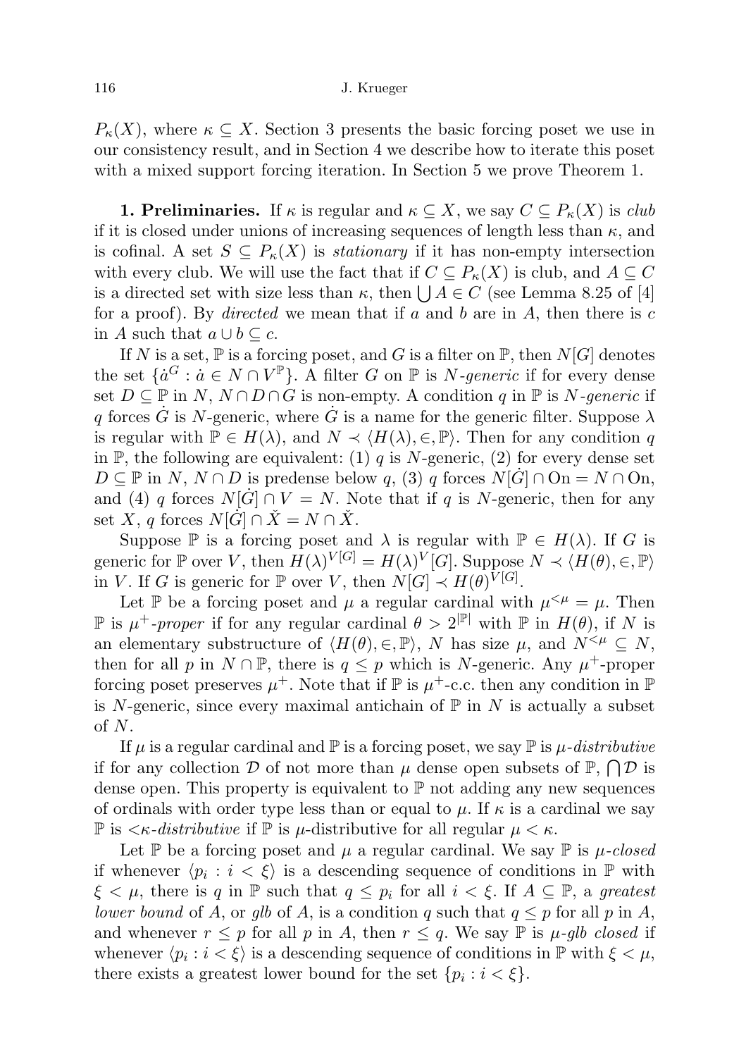$P_\kappa(X)$, where $\kappa \subseteq X$. Section 3 presents the basic forcing poset we use in our consistency result, and in Section 4 we describe how to iterate this poset with a mixed support forcing iteration. In Section 5 we prove Theorem 1.

**1. Preliminaries.** If $\kappa$ is regular and $\kappa \subseteq X$, we say $C \subseteq P_\kappa(X)$ is *club* if it is closed under unions of increasing sequences of length less than $\kappa$, and is cofinal. A set $S \subseteq P_\kappa(X)$ is *stationary* if it has non-empty intersection with every club. We will use the fact that if $C \subseteq P_\kappa(X)$ is club, and $A \subseteq C$ is a directed set with size less than $\kappa$, then $\bigcup A \in C$ (see Lemma 8.25 of [4] for a proof). By *directed* we mean that if $a$ and $b$ are in $A$, then there is $c$ in $A$ such that $a \cup b \subseteq c$.

If $N$ is a set, $\mathbb{P}$ is a forcing poset, and $G$ is a filter on $\mathbb{P}$, then $N[G]$ denotes the set $\{\dot{a}^G : \dot{a} \in N \cap V^{\mathbb{P}}\}$. A filter $G$ on $\mathbb{P}$ is *$N$-generic* if for every dense set $D \subseteq \mathbb{P}$ in $N$, $N \cap D \cap G$ is non-empty. A condition $q$ in $\mathbb{P}$ is *$N$-generic* if $q$ forces $\dot{G}$ is $N$-generic, where $\dot{G}$ is a name for the generic filter. Suppose $\lambda$ is regular with $\mathbb{P} \in H(\lambda)$, and $N \prec \langle H(\lambda), \in, \mathbb{P}\rangle$. Then for any condition $q$ in $\mathbb{P}$, the following are equivalent: (1) $q$ is $N$-generic, (2) for every dense set $D \subseteq \mathbb{P}$ in $N$, $N \cap D$ is predense below $q$, (3) $q$ forces $N[\dot{G}] \cap \mathrm{On} = N \cap \mathrm{On}$, and (4) $q$ forces $N[\dot{G}] \cap V = N$. Note that if $q$ is $N$-generic, then for any set $X$, $q$ forces $N[\dot{G}] \cap \check{X} = N \cap \check{X}$.

Suppose $\mathbb{P}$ is a forcing poset and $\lambda$ is regular with $\mathbb{P} \in H(\lambda)$. If $G$ is generic for $\mathbb{P}$ over $V$, then $H(\lambda)^{V[G]} = H(\lambda)^V[G]$. Suppose $N \prec \langle H(\theta), \in, \mathbb{P}\rangle$ in $V$. If $G$ is generic for $\mathbb{P}$ over $V$, then $N[G] \prec H(\theta)^{V[G]}$.

Let $\mathbb{P}$ be a forcing poset and $\mu$ a regular cardinal with $\mu^{<\mu} = \mu$. Then $\mathbb{P}$ is *$\mu^+$-proper* if for any regular cardinal $\theta > 2^{|\mathbb{P}|}$ with $\mathbb{P}$ in $H(\theta)$, if $N$ is an elementary substructure of $\langle H(\theta), \in, \mathbb{P}\rangle$, $N$ has size $\mu$, and $N^{<\mu} \subseteq N$, then for all $p$ in $N \cap \mathbb{P}$, there is $q \leq p$ which is $N$-generic. Any $\mu^+$-proper forcing poset preserves $\mu^+$. Note that if $\mathbb{P}$ is $\mu^+$-c.c. then any condition in $\mathbb{P}$ is $N$-generic, since every maximal antichain of $\mathbb{P}$ in $N$ is actually a subset of $N$.

If $\mu$ is a regular cardinal and $\mathbb{P}$ is a forcing poset, we say $\mathbb{P}$ is *$\mu$-distributive* if for any collection $\mathcal{D}$ of not more than $\mu$ dense open subsets of $\mathbb{P}$, $\bigcap \mathcal{D}$ is dense open. This property is equivalent to $\mathbb{P}$ not adding any new sequences of ordinals with order type less than or equal to $\mu$. If $\kappa$ is a cardinal we say $\mathbb{P}$ is *$<\kappa$-distributive* if $\mathbb{P}$ is $\mu$-distributive for all regular $\mu < \kappa$.

Let $\mathbb{P}$ be a forcing poset and $\mu$ a regular cardinal. We say $\mathbb{P}$ is *$\mu$-closed* if whenever $\langle p_i : i < \xi\rangle$ is a descending sequence of conditions in $\mathbb{P}$ with $\xi < \mu$, there is $q$ in $\mathbb{P}$ such that $q \leq p_i$ for all $i < \xi$. If $A \subseteq \mathbb{P}$, a *greatest lower bound* of $A$, or *glb* of $A$, is a condition $q$ such that $q \leq p$ for all $p$ in $A$, and whenever $r \leq p$ for all $p$ in $A$, then $r \leq q$. We say $\mathbb{P}$ is *$\mu$-glb closed* if whenever $\langle p_i : i < \xi\rangle$ is a descending sequence of conditions in $\mathbb{P}$ with $\xi < \mu$, there exists a greatest lower bound for the set $\{p_i : i < \xi\}$.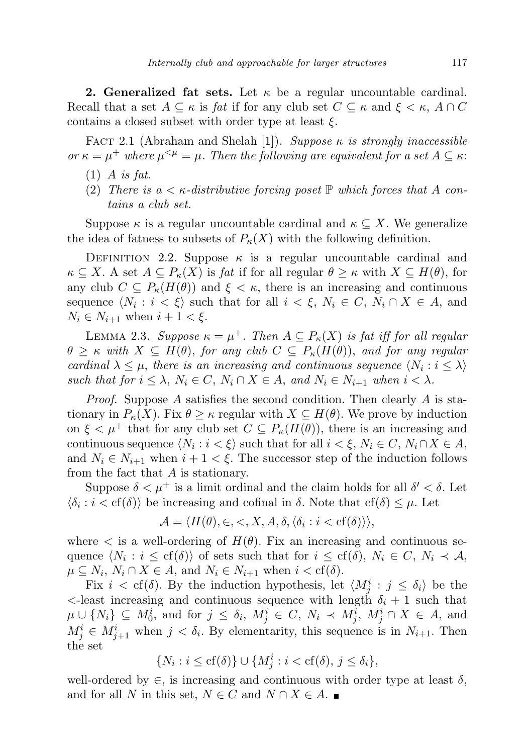## 2. Generalized fat sets.

Let $\kappa$ be a regular uncountable cardinal. Recall that a set $A \subseteq \kappa$ is *fat* if for any club set $C \subseteq \kappa$ and $\xi < \kappa$, $A \cap C$ contains a closed subset with order type at least $\xi$.

Fact 2.1 (Abraham and Shelah [1]). *Suppose $\kappa$ is strongly inaccessible or $\kappa = \mu^+$ where $\mu^{<\mu} = \mu$. Then the following are equivalent for a set $A \subseteq \kappa$:*

(1) *$A$ is fat.*

(2) *There is a $< \kappa$-distributive forcing poset $\mathbb{P}$ which forces that $A$ contains a club set.*

Suppose $\kappa$ is a regular uncountable cardinal and $\kappa \subseteq X$. We generalize the idea of fatness to subsets of $P_\kappa(X)$ with the following definition.

Definition 2.2. Suppose $\kappa$ is a regular uncountable cardinal and $\kappa \subseteq X$. A set $A \subseteq P_\kappa(X)$ is *fat* if for all regular $\theta \geq \kappa$ with $X \subseteq H(\theta)$, for any club $C \subseteq P_\kappa(H(\theta))$ and $\xi < \kappa$, there is an increasing and continuous sequence $\langle N_i : i < \xi \rangle$ such that for all $i < \xi$, $N_i \in C$, $N_i \cap X \in A$, and $N_i \in N_{i+1}$ when $i + 1 < \xi$.

Lemma 2.3. *Suppose $\kappa = \mu^+$. Then $A \subseteq P_\kappa(X)$ is fat iff for all regular $\theta \geq \kappa$ with $X \subseteq H(\theta)$, for any club $C \subseteq P_\kappa(H(\theta))$, and for any regular cardinal $\lambda \leq \mu$, there is an increasing and continuous sequence $\langle N_i : i \leq \lambda \rangle$ such that for $i \leq \lambda$, $N_i \in C$, $N_i \cap X \in A$, and $N_i \in N_{i+1}$ when $i < \lambda$.*

*Proof.* Suppose $A$ satisfies the second condition. Then clearly $A$ is stationary in $P_\kappa(X)$. Fix $\theta \geq \kappa$ regular with $X \subseteq H(\theta)$. We prove by induction on $\xi < \mu^+$ that for any club set $C \subseteq P_\kappa(H(\theta))$, there is an increasing and continuous sequence $\langle N_i : i < \xi \rangle$ such that for all $i < \xi$, $N_i \in C$, $N_i \cap X \in A$, and $N_i \in N_{i+1}$ when $i + 1 < \xi$. The successor step of the induction follows from the fact that $A$ is stationary.

Suppose $\delta < \mu^+$ is a limit ordinal and the claim holds for all $\delta' < \delta$. Let $\langle \delta_i : i < \mathrm{cf}(\delta) \rangle$ be increasing and cofinal in $\delta$. Note that $\mathrm{cf}(\delta) \leq \mu$. Let

$$\mathcal{A} = \langle H(\theta), \in, <, X, A, \delta, \langle \delta_i : i < \mathrm{cf}(\delta) \rangle \rangle,$$

where $<$ is a well-ordering of $H(\theta)$. Fix an increasing and continuous sequence $\langle N_i : i \leq \mathrm{cf}(\delta) \rangle$ of sets such that for $i \leq \mathrm{cf}(\delta)$, $N_i \in C$, $N_i \prec \mathcal{A}$, $\mu \subseteq N_i$, $N_i \cap X \in A$, and $N_i \in N_{i+1}$ when $i < \mathrm{cf}(\delta)$.

Fix $i < \mathrm{cf}(\delta)$. By the induction hypothesis, let $\langle M^i_j : j \leq \delta_i \rangle$ be the $<$-least increasing and continuous sequence with length $\delta_i + 1$ such that $\mu \cup \{N_i\} \subseteq M^i_0$, and for $j \leq \delta_i$, $M^i_j \in C$, $N_i \prec M^i_j$, $M^i_j \cap X \in A$, and $M^i_j \in M^i_{j+1}$ when $j < \delta_i$. By elementarity, this sequence is in $N_{i+1}$. Then the set

$$\{N_i : i \leq \mathrm{cf}(\delta)\} \cup \{M^i_j : i < \mathrm{cf}(\delta),\, j \leq \delta_i\},$$

well-ordered by $\in$, is increasing and continuous with order type at least $\delta$, and for all $N$ in this set, $N \in C$ and $N \cap X \in A$. ∎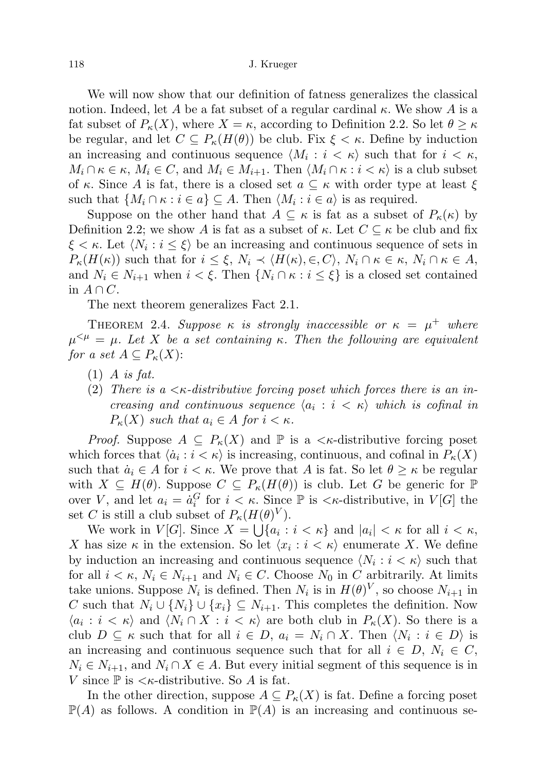We will now show that our definition of fatness generalizes the classical notion. Indeed, let $A$ be a fat subset of a regular cardinal $\kappa$. We show $A$ is a fat subset of $P_\kappa(X)$, where $X = \kappa$, according to Definition 2.2. So let $\theta \geq \kappa$ be regular, and let $C \subseteq P_\kappa(H(\theta))$ be club. Fix $\xi < \kappa$. Define by induction an increasing and continuous sequence $\langle M_i : i < \kappa \rangle$ such that for $i < \kappa$, $M_i \cap \kappa \in \kappa$, $M_i \in C$, and $M_i \in M_{i+1}$. Then $\langle M_i \cap \kappa : i < \kappa \rangle$ is a club subset of $\kappa$. Since $A$ is fat, there is a closed set $a \subseteq \kappa$ with order type at least $\xi$ such that $\{M_i \cap \kappa : i \in a\} \subseteq A$. Then $\langle M_i : i \in a \rangle$ is as required.

Suppose on the other hand that $A \subseteq \kappa$ is fat as a subset of $P_\kappa(\kappa)$ by Definition 2.2; we show $A$ is fat as a subset of $\kappa$. Let $C \subseteq \kappa$ be club and fix $\xi < \kappa$. Let $\langle N_i : i \leq \xi \rangle$ be an increasing and continuous sequence of sets in $P_\kappa(H(\kappa))$ such that for $i \leq \xi$, $N_i \prec \langle H(\kappa), \in, C \rangle$, $N_i \cap \kappa \in \kappa$, $N_i \cap \kappa \in A$, and $N_i \in N_{i+1}$ when $i < \xi$. Then $\{N_i \cap \kappa : i \leq \xi\}$ is a closed set contained in $A \cap C$.

The next theorem generalizes Fact 2.1.

Theorem 2.4. *Suppose $\kappa$ is strongly inaccessible or $\kappa = \mu^+$ where $\mu^{<\mu} = \mu$. Let $X$ be a set containing $\kappa$. Then the following are equivalent for a set $A \subseteq P_\kappa(X)$:*

1. *$A$ is fat.*
2. *There is a $<\kappa$-distributive forcing poset which forces there is an increasing and continuous sequence $\langle a_i : i < \kappa \rangle$ which is cofinal in $P_\kappa(X)$ such that $a_i \in A$ for $i < \kappa$.*

*Proof.* Suppose $A \subseteq P_\kappa(X)$ and $\mathbb{P}$ is a $<\kappa$-distributive forcing poset which forces that $\langle \dot{a}_i : i < \kappa \rangle$ is increasing, continuous, and cofinal in $P_\kappa(X)$ such that $\dot{a}_i \in A$ for $i < \kappa$. We prove that $A$ is fat. So let $\theta \geq \kappa$ be regular with $X \subseteq H(\theta)$. Suppose $C \subseteq P_\kappa(H(\theta))$ is club. Let $G$ be generic for $\mathbb{P}$ over $V$, and let $a_i = \dot{a}_i^G$ for $i < \kappa$. Since $\mathbb{P}$ is $<\kappa$-distributive, in $V[G]$ the set $C$ is still a club subset of $P_\kappa(H(\theta)^V)$.

We work in $V[G]$. Since $X = \bigcup\{a_i : i < \kappa\}$ and $|a_i| < \kappa$ for all $i < \kappa$, $X$ has size $\kappa$ in the extension. So let $\langle x_i : i < \kappa \rangle$ enumerate $X$. We define by induction an increasing and continuous sequence $\langle N_i : i < \kappa \rangle$ such that for all $i < \kappa$, $N_i \in N_{i+1}$ and $N_i \in C$. Choose $N_0$ in $C$ arbitrarily. At limits take unions. Suppose $N_i$ is defined. Then $N_i$ is in $H(\theta)^V$, so choose $N_{i+1}$ in $C$ such that $N_i \cup \{N_i\} \cup \{x_i\} \subseteq N_{i+1}$. This completes the definition. Now $\langle a_i : i < \kappa \rangle$ and $\langle N_i \cap X : i < \kappa \rangle$ are both club in $P_\kappa(X)$. So there is a club $D \subseteq \kappa$ such that for all $i \in D$, $a_i = N_i \cap X$. Then $\langle N_i : i \in D \rangle$ is an increasing and continuous sequence such that for all $i \in D$, $N_i \in C$, $N_i \in N_{i+1}$, and $N_i \cap X \in A$. But every initial segment of this sequence is in $V$ since $\mathbb{P}$ is $<\kappa$-distributive. So $A$ is fat.

In the other direction, suppose $A \subseteq P_\kappa(X)$ is fat. Define a forcing poset $\mathbb{P}(A)$ as follows. A condition in $\mathbb{P}(A)$ is an increasing and continuous se-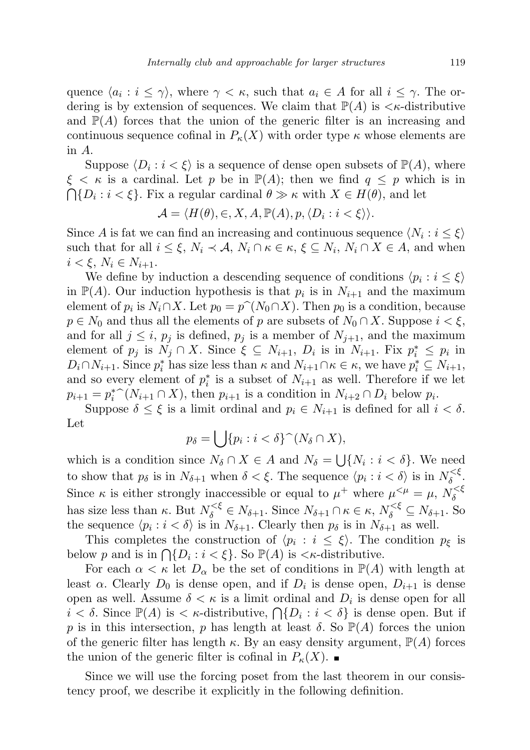quence $\langle a_i : i \leq \gamma \rangle$, where $\gamma < \kappa$, such that $a_i \in A$ for all $i \leq \gamma$. The ordering is by extension of sequences. We claim that $\mathbb{P}(A)$ is $<\kappa$-distributive and $\mathbb{P}(A)$ forces that the union of the generic filter is an increasing and continuous sequence cofinal in $P_\kappa(X)$ with order type $\kappa$ whose elements are in $A$.

Suppose $\langle D_i : i < \xi \rangle$ is a sequence of dense open subsets of $\mathbb{P}(A)$, where $\xi < \kappa$ is a cardinal. Let $p$ be in $\mathbb{P}(A)$; then we find $q \leq p$ which is in $\bigcap \{D_i : i < \xi\}$. Fix a regular cardinal $\theta \gg \kappa$ with $X \in H(\theta)$, and let

$$\mathcal{A} = \langle H(\theta), \in, X, A, \mathbb{P}(A), p, \langle D_i : i < \xi \rangle \rangle.$$

Since $A$ is fat we can find an increasing and continuous sequence $\langle N_i : i \leq \xi \rangle$ such that for all $i \leq \xi$, $N_i \prec \mathcal{A}$, $N_i \cap \kappa \in \kappa$, $\xi \subseteq N_i$, $N_i \cap X \in A$, and when $i < \xi$, $N_i \in N_{i+1}$.

We define by induction a descending sequence of conditions $\langle p_i : i \leq \xi \rangle$ in $\mathbb{P}(A)$. Our induction hypothesis is that $p_i$ is in $N_{i+1}$ and the maximum element of $p_i$ is $N_i \cap X$. Let $p_0 = p^\frown (N_0 \cap X)$. Then $p_0$ is a condition, because $p \in N_0$ and thus all the elements of $p$ are subsets of $N_0 \cap X$. Suppose $i < \xi$, and for all $j \leq i$, $p_j$ is defined, $p_j$ is a member of $N_{j+1}$, and the maximum element of $p_j$ is $N_j \cap X$. Since $\xi \subseteq N_{i+1}$, $D_i$ is in $N_{i+1}$. Fix $p_i^* \leq p_i$ in $D_i \cap N_{i+1}$. Since $p_i^*$ has size less than $\kappa$ and $N_{i+1} \cap \kappa \in \kappa$, we have $p_i^* \subseteq N_{i+1}$, and so every element of $p_i^*$ is a subset of $N_{i+1}$ as well. Therefore if we let $p_{i+1} = p_i^{*\frown} (N_{i+1} \cap X)$, then $p_{i+1}$ is a condition in $N_{i+2} \cap D_i$ below $p_i$.

Suppose $\delta \leq \xi$ is a limit ordinal and $p_i \in N_{i+1}$ is defined for all $i < \delta$. Let

$$p_\delta = \bigcup \{p_i : i < \delta\}^\frown (N_\delta \cap X),$$

which is a condition since $N_\delta \cap X \in A$ and $N_\delta = \bigcup \{N_i : i < \delta\}$. We need to show that $p_\delta$ is in $N_{\delta+1}$ when $\delta < \xi$. The sequence $\langle p_i : i < \delta \rangle$ is in $N_\delta^{<\xi}$. Since $\kappa$ is either strongly inaccessible or equal to $\mu^+$ where $\mu^{<\mu} = \mu$, $N_\delta^{<\xi}$ has size less than $\kappa$. But $N_\delta^{<\xi} \in N_{\delta+1}$. Since $N_{\delta+1} \cap \kappa \in \kappa$, $N_\delta^{<\xi} \subseteq N_{\delta+1}$. So the sequence $\langle p_i : i < \delta \rangle$ is in $N_{\delta+1}$. Clearly then $p_\delta$ is in $N_{\delta+1}$ as well.

This completes the construction of $\langle p_i : i \leq \xi \rangle$. The condition $p_\xi$ is below $p$ and is in $\bigcap \{D_i : i < \xi\}$. So $\mathbb{P}(A)$ is $<\kappa$-distributive.

For each $\alpha < \kappa$ let $D_\alpha$ be the set of conditions in $\mathbb{P}(A)$ with length at least $\alpha$. Clearly $D_0$ is dense open, and if $D_i$ is dense open, $D_{i+1}$ is dense open as well. Assume $\delta < \kappa$ is a limit ordinal and $D_i$ is dense open for all $i < \delta$. Since $\mathbb{P}(A)$ is $<\kappa$-distributive, $\bigcap \{D_i : i < \delta\}$ is dense open. But if $p$ is in this intersection, $p$ has length at least $\delta$. So $\mathbb{P}(A)$ forces the union of the generic filter has length $\kappa$. By an easy density argument, $\mathbb{P}(A)$ forces the union of the generic filter is cofinal in $P_\kappa(X)$. ∎

Since we will use the forcing poset from the last theorem in our consistency proof, we describe it explicitly in the following definition.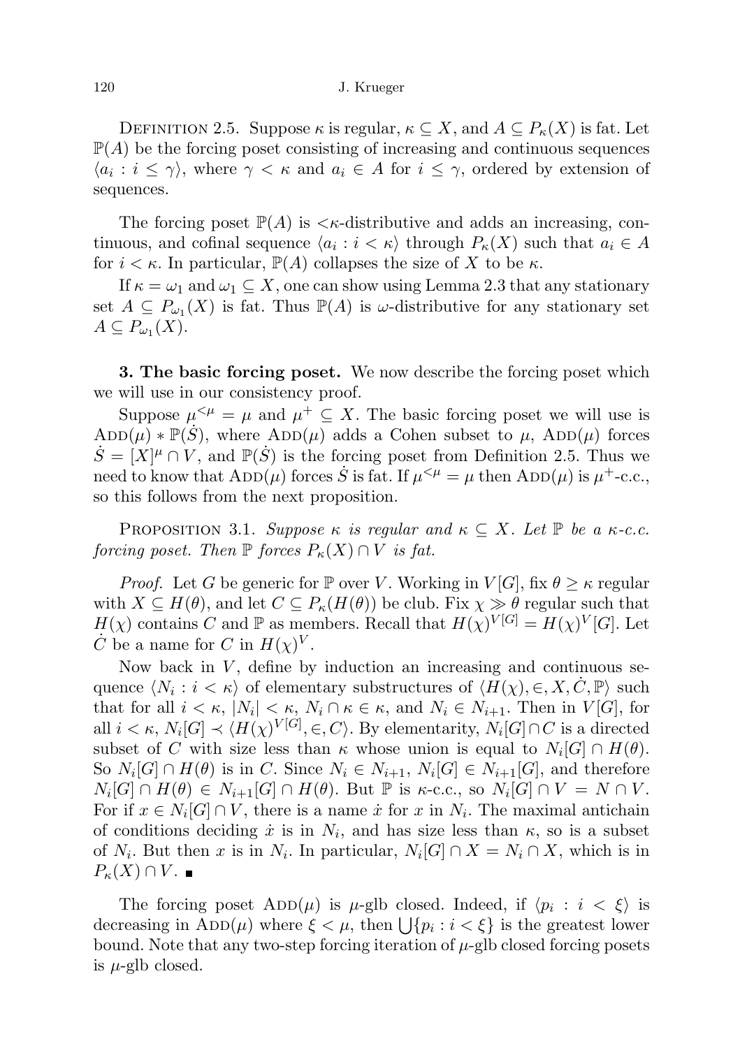Definition 2.5. Suppose $\kappa$ is regular, $\kappa \subseteq X$, and $A \subseteq P_\kappa(X)$ is fat. Let $\mathbb{P}(A)$ be the forcing poset consisting of increasing and continuous sequences $\langle a_i : i \leq \gamma \rangle$, where $\gamma < \kappa$ and $a_i \in A$ for $i \leq \gamma$, ordered by extension of sequences.

The forcing poset $\mathbb{P}(A)$ is $<\kappa$-distributive and adds an increasing, continuous, and cofinal sequence $\langle a_i : i < \kappa \rangle$ through $P_\kappa(X)$ such that $a_i \in A$ for $i < \kappa$. In particular, $\mathbb{P}(A)$ collapses the size of $X$ to be $\kappa$.

If $\kappa = \omega_1$ and $\omega_1 \subseteq X$, one can show using Lemma 2.3 that any stationary set $A \subseteq P_{\omega_1}(X)$ is fat. Thus $\mathbb{P}(A)$ is $\omega$-distributive for any stationary set $A \subseteq P_{\omega_1}(X)$.

**3. The basic forcing poset.** We now describe the forcing poset which we will use in our consistency proof.

Suppose $\mu^{<\mu} = \mu$ and $\mu^+ \subseteq X$. The basic forcing poset we will use is $\mathrm{Add}(\mu) * \mathbb{P}(\dot{S})$, where $\mathrm{Add}(\mu)$ adds a Cohen subset to $\mu$, $\mathrm{Add}(\mu)$ forces $\dot{S} = [X]^\mu \cap V$, and $\mathbb{P}(\dot{S})$ is the forcing poset from Definition 2.5. Thus we need to know that $\mathrm{Add}(\mu)$ forces $\dot{S}$ is fat. If $\mu^{<\mu} = \mu$ then $\mathrm{Add}(\mu)$ is $\mu^+$-c.c., so this follows from the next proposition.

Proposition 3.1. *Suppose $\kappa$ is regular and $\kappa \subseteq X$. Let $\mathbb{P}$ be a $\kappa$-c.c. forcing poset. Then $\mathbb{P}$ forces $P_\kappa(X) \cap V$ is fat.*

*Proof.* Let $G$ be generic for $\mathbb{P}$ over $V$. Working in $V[G]$, fix $\theta \geq \kappa$ regular with $X \subseteq H(\theta)$, and let $C \subseteq P_\kappa(H(\theta))$ be club. Fix $\chi \gg \theta$ regular such that $H(\chi)$ contains $C$ and $\mathbb{P}$ as members. Recall that $H(\chi)^{V[G]} = H(\chi)^V[G]$. Let $\dot{C}$ be a name for $C$ in $H(\chi)^V$.

Now back in $V$, define by induction an increasing and continuous sequence $\langle N_i : i < \kappa \rangle$ of elementary substructures of $\langle H(\chi), \in, X, \dot{C}, \mathbb{P} \rangle$ such that for all $i < \kappa$, $|N_i| < \kappa$, $N_i \cap \kappa \in \kappa$, and $N_i \in N_{i+1}$. Then in $V[G]$, for all $i < \kappa$, $N_i[G] \prec \langle H(\chi)^{V[G]}, \in, C \rangle$. By elementarity, $N_i[G] \cap C$ is a directed subset of $C$ with size less than $\kappa$ whose union is equal to $N_i[G] \cap H(\theta)$. So $N_i[G] \cap H(\theta)$ is in $C$. Since $N_i \in N_{i+1}$, $N_i[G] \in N_{i+1}[G]$, and therefore $N_i[G] \cap H(\theta) \in N_{i+1}[G] \cap H(\theta)$. But $\mathbb{P}$ is $\kappa$-c.c., so $N_i[G] \cap V = N \cap V$. For if $x \in N_i[G] \cap V$, there is a name $\dot{x}$ for $x$ in $N_i$. The maximal antichain of conditions deciding $\dot{x}$ is in $N_i$, and has size less than $\kappa$, so is a subset of $N_i$. But then $x$ is in $N_i$. In particular, $N_i[G] \cap X = N_i \cap X$, which is in $P_\kappa(X) \cap V$. ∎

The forcing poset $\mathrm{Add}(\mu)$ is $\mu$-glb closed. Indeed, if $\langle p_i : i < \xi \rangle$ is decreasing in $\mathrm{Add}(\mu)$ where $\xi < \mu$, then $\bigcup\{p_i : i < \xi\}$ is the greatest lower bound. Note that any two-step forcing iteration of $\mu$-glb closed forcing posets is $\mu$-glb closed.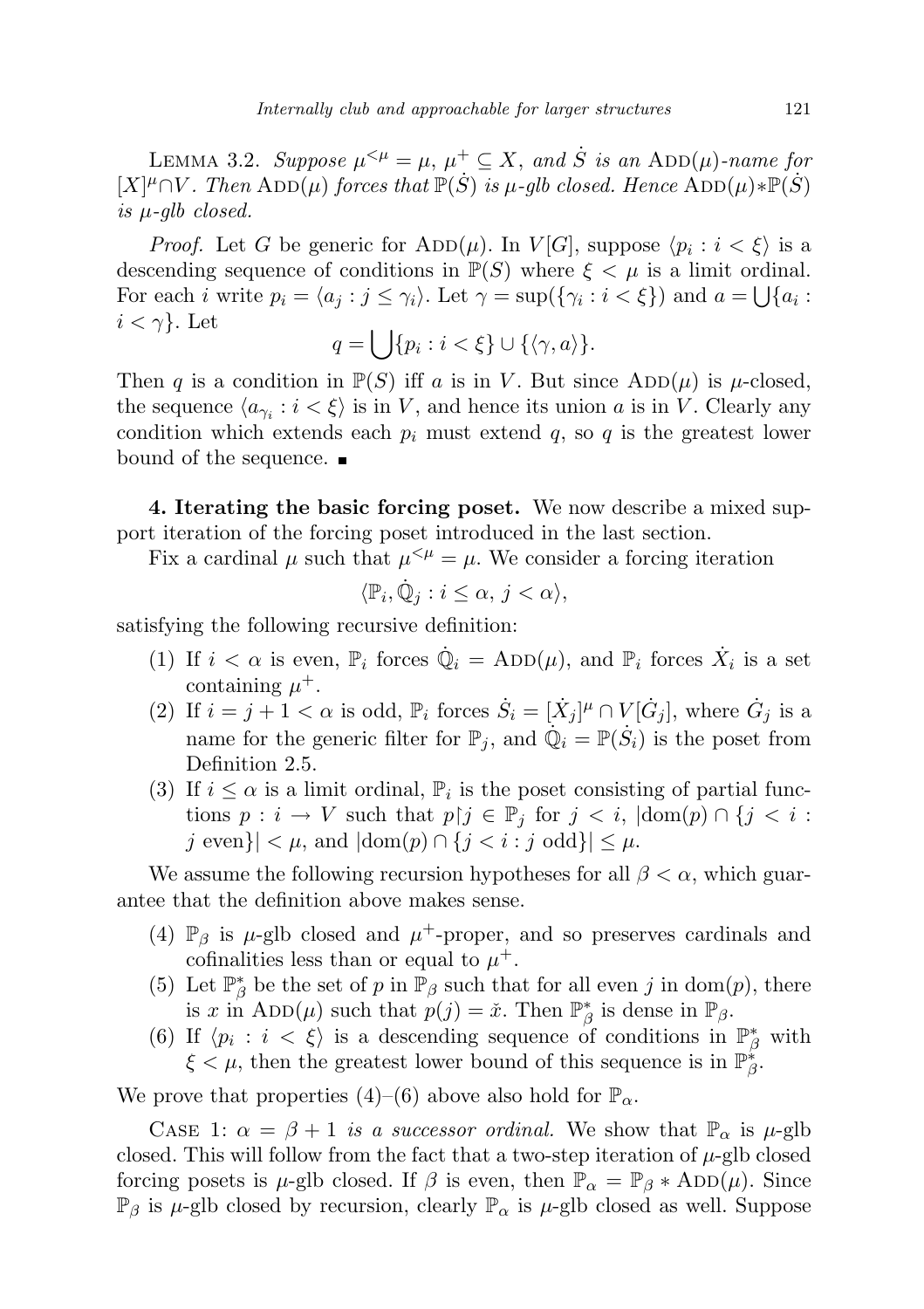LEMMA 3.2. *Suppose $\mu^{<\mu} = \mu$, $\mu^+ \subseteq X$, and $\dot{S}$ is an $\mathrm{ADD}(\mu)$-name for $[X]^\mu \cap V$. Then $\mathrm{ADD}(\mu)$ forces that $\mathbb{P}(\dot{S})$ is $\mu$-glb closed. Hence $\mathrm{ADD}(\mu) * \mathbb{P}(\dot{S})$ is $\mu$-glb closed.*

*Proof.* Let $G$ be generic for $\mathrm{ADD}(\mu)$. In $V[G]$, suppose $\langle p_i : i < \xi \rangle$ is a descending sequence of conditions in $\mathbb{P}(S)$ where $\xi < \mu$ is a limit ordinal. For each $i$ write $p_i = \langle a_j : j \leq \gamma_i \rangle$. Let $\gamma = \sup(\{\gamma_i : i < \xi\})$ and $a = \bigcup\{a_i : i < \gamma\}$. Let

$$q = \bigcup\{p_i : i < \xi\} \cup \{\langle \gamma, a \rangle\}.$$

Then $q$ is a condition in $\mathbb{P}(S)$ iff $a$ is in $V$. But since $\mathrm{ADD}(\mu)$ is $\mu$-closed, the sequence $\langle a_{\gamma_i} : i < \xi \rangle$ is in $V$, and hence its union $a$ is in $V$. Clearly any condition which extends each $p_i$ must extend $q$, so $q$ is the greatest lower bound of the sequence. ∎

**4. Iterating the basic forcing poset.** We now describe a mixed support iteration of the forcing poset introduced in the last section.

Fix a cardinal $\mu$ such that $\mu^{<\mu} = \mu$. We consider a forcing iteration

$$\langle \mathbb{P}_i, \dot{\mathbb{Q}}_j : i \leq \alpha,\ j < \alpha \rangle,$$

satisfying the following recursive definition:

(1) If $i < \alpha$ is even, $\mathbb{P}_i$ forces $\dot{\mathbb{Q}}_i = \mathrm{ADD}(\mu)$, and $\mathbb{P}_i$ forces $\dot{X}_i$ is a set containing $\mu^+$.

(2) If $i = j + 1 < \alpha$ is odd, $\mathbb{P}_i$ forces $\dot{S}_i = [\dot{X}_j]^\mu \cap V[\dot{G}_j]$, where $\dot{G}_j$ is a name for the generic filter for $\mathbb{P}_j$, and $\dot{\mathbb{Q}}_i = \mathbb{P}(\dot{S}_i)$ is the poset from Definition 2.5.

(3) If $i \leq \alpha$ is a limit ordinal, $\mathbb{P}_i$ is the poset consisting of partial functions $p : i \to V$ such that $p{\restriction}j \in \mathbb{P}_j$ for $j < i$, $|\mathrm{dom}(p) \cap \{j < i : j \text{ even}\}| < \mu$, and $|\mathrm{dom}(p) \cap \{j < i : j \text{ odd}\}| \leq \mu$.

We assume the following recursion hypotheses for all $\beta < \alpha$, which guarantee that the definition above makes sense.

(4) $\mathbb{P}_\beta$ is $\mu$-glb closed and $\mu^+$-proper, and so preserves cardinals and cofinalities less than or equal to $\mu^+$.

(5) Let $\mathbb{P}^*_\beta$ be the set of $p$ in $\mathbb{P}_\beta$ such that for all even $j$ in $\mathrm{dom}(p)$, there is $x$ in $\mathrm{ADD}(\mu)$ such that $p(j) = \check{x}$. Then $\mathbb{P}^*_\beta$ is dense in $\mathbb{P}_\beta$.

(6) If $\langle p_i : i < \xi \rangle$ is a descending sequence of conditions in $\mathbb{P}^*_\beta$ with $\xi < \mu$, then the greatest lower bound of this sequence is in $\mathbb{P}^*_\beta$.

We prove that properties (4)–(6) above also hold for $\mathbb{P}_\alpha$.

CASE 1: *$\alpha = \beta + 1$ is a successor ordinal.* We show that $\mathbb{P}_\alpha$ is $\mu$-glb closed. This will follow from the fact that a two-step iteration of $\mu$-glb closed forcing posets is $\mu$-glb closed. If $\beta$ is even, then $\mathbb{P}_\alpha = \mathbb{P}_\beta * \mathrm{ADD}(\mu)$. Since $\mathbb{P}_\beta$ is $\mu$-glb closed by recursion, clearly $\mathbb{P}_\alpha$ is $\mu$-glb closed as well. Suppose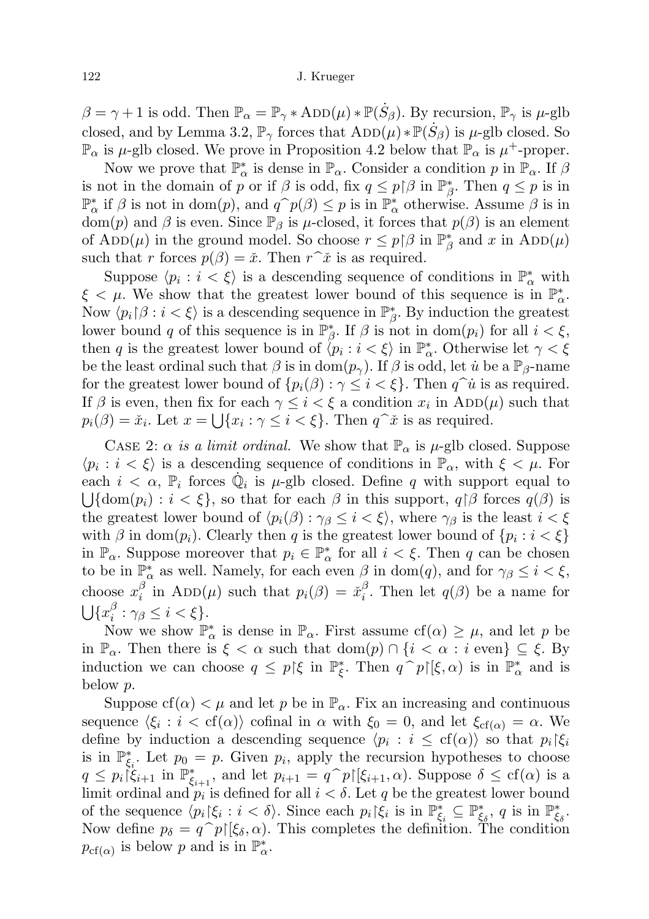$\beta = \gamma + 1$ is odd. Then $\mathbb{P}_\alpha = \mathbb{P}_\gamma * \mathrm{ADD}(\mu) * \mathbb{P}(\dot{S}_\beta)$. By recursion, $\mathbb{P}_\gamma$ is $\mu$-glb closed, and by Lemma 3.2, $\mathbb{P}_\gamma$ forces that $\mathrm{ADD}(\mu) * \mathbb{P}(\dot{S}_\beta)$ is $\mu$-glb closed. So $\mathbb{P}_\alpha$ is $\mu$-glb closed. We prove in Proposition 4.2 below that $\mathbb{P}_\alpha$ is $\mu^+$-proper.

Now we prove that $\mathbb{P}^*_\alpha$ is dense in $\mathbb{P}_\alpha$. Consider a condition $p$ in $\mathbb{P}_\alpha$. If $\beta$ is not in the domain of $p$ or if $\beta$ is odd, fix $q \leq p \restriction \beta$ in $\mathbb{P}^*_\beta$. Then $q \leq p$ is in $\mathbb{P}^*_\alpha$ if $\beta$ is not in $\mathrm{dom}(p)$, and $q^\frown p(\beta) \leq p$ is in $\mathbb{P}^*_\alpha$ otherwise. Assume $\beta$ is in $\mathrm{dom}(p)$ and $\beta$ is even. Since $\mathbb{P}_\beta$ is $\mu$-closed, it forces that $p(\beta)$ is an element of $\mathrm{ADD}(\mu)$ in the ground model. So choose $r \leq p \restriction \beta$ in $\mathbb{P}^*_\beta$ and $x$ in $\mathrm{ADD}(\mu)$ such that $r$ forces $p(\beta) = \check{x}$. Then $r^\frown \check{x}$ is as required.

Suppose $\langle p_i : i < \xi \rangle$ is a descending sequence of conditions in $\mathbb{P}^*_\alpha$ with $\xi < \mu$. We show that the greatest lower bound of this sequence is in $\mathbb{P}^*_\alpha$. Now $\langle p_i \restriction \beta : i < \xi \rangle$ is a descending sequence in $\mathbb{P}^*_\beta$. By induction the greatest lower bound $q$ of this sequence is in $\mathbb{P}^*_\beta$. If $\beta$ is not in $\mathrm{dom}(p_i)$ for all $i < \xi$, then $q$ is the greatest lower bound of $\langle p_i : i < \xi \rangle$ in $\mathbb{P}^*_\alpha$. Otherwise let $\gamma < \xi$ be the least ordinal such that $\beta$ is in $\mathrm{dom}(p_\gamma)$. If $\beta$ is odd, let $\dot{u}$ be a $\mathbb{P}_\beta$-name for the greatest lower bound of $\{p_i(\beta) : \gamma \leq i < \xi\}$. Then $q^\frown \dot{u}$ is as required. If $\beta$ is even, then fix for each $\gamma \leq i < \xi$ a condition $x_i$ in $\mathrm{ADD}(\mu)$ such that $p_i(\beta) = \check{x}_i$. Let $x = \bigcup\{x_i : \gamma \leq i < \xi\}$. Then $q^\frown \check{x}$ is as required.

Case 2: *$\alpha$ is a limit ordinal.* We show that $\mathbb{P}_\alpha$ is $\mu$-glb closed. Suppose $\langle p_i : i < \xi \rangle$ is a descending sequence of conditions in $\mathbb{P}_\alpha$, with $\xi < \mu$. For each $i < \alpha$, $\mathbb{P}_i$ forces $\dot{\mathbb{Q}}_i$ is $\mu$-glb closed. Define $q$ with support equal to $\bigcup\{\mathrm{dom}(p_i) : i < \xi\}$, so that for each $\beta$ in this support, $q \restriction \beta$ forces $q(\beta)$ is the greatest lower bound of $\langle p_i(\beta) : \gamma_\beta \leq i < \xi \rangle$, where $\gamma_\beta$ is the least $i < \xi$ with $\beta$ in $\mathrm{dom}(p_i)$. Clearly then $q$ is the greatest lower bound of $\{p_i : i < \xi\}$ in $\mathbb{P}_\alpha$. Suppose moreover that $p_i \in \mathbb{P}^*_\alpha$ for all $i < \xi$. Then $q$ can be chosen to be in $\mathbb{P}^*_\alpha$ as well. Namely, for each even $\beta$ in $\mathrm{dom}(q)$, and for $\gamma_\beta \leq i < \xi$, choose $x^\beta_i$ in $\mathrm{ADD}(\mu)$ such that $p_i(\beta) = \check{x}^\beta_i$. Then let $q(\beta)$ be a name for $\bigcup\{x^\beta_i : \gamma_\beta \leq i < \xi\}$.

Now we show $\mathbb{P}^*_\alpha$ is dense in $\mathbb{P}_\alpha$. First assume $\mathrm{cf}(\alpha) \geq \mu$, and let $p$ be in $\mathbb{P}_\alpha$. Then there is $\xi < \alpha$ such that $\mathrm{dom}(p) \cap \{i < \alpha : i \text{ even}\} \subseteq \xi$. By induction we can choose $q \leq p \restriction \xi$ in $\mathbb{P}^*_\xi$. Then $q^\frown p \restriction [\xi, \alpha)$ is in $\mathbb{P}^*_\alpha$ and is below $p$.

Suppose $\mathrm{cf}(\alpha) < \mu$ and let $p$ be in $\mathbb{P}_\alpha$. Fix an increasing and continuous sequence $\langle \xi_i : i < \mathrm{cf}(\alpha) \rangle$ cofinal in $\alpha$ with $\xi_0 = 0$, and let $\xi_{\mathrm{cf}(\alpha)} = \alpha$. We define by induction a descending sequence $\langle p_i : i \leq \mathrm{cf}(\alpha) \rangle$ so that $p_i \restriction \xi_i$ is in $\mathbb{P}^*_{\xi_i}$. Let $p_0 = p$. Given $p_i$, apply the recursion hypotheses to choose $q \leq p_i \restriction \xi_{i+1}$ in $\mathbb{P}^*_{\xi_{i+1}}$, and let $p_{i+1} = q^\frown p \restriction [\xi_{i+1}, \alpha)$. Suppose $\delta \leq \mathrm{cf}(\alpha)$ is a limit ordinal and $p_i$ is defined for all $i < \delta$. Let $q$ be the greatest lower bound of the sequence $\langle p_i \restriction \xi_i : i < \delta \rangle$. Since each $p_i \restriction \xi_i$ is in $\mathbb{P}^*_{\xi_i} \subseteq \mathbb{P}^*_{\xi_\delta}$, $q$ is in $\mathbb{P}^*_{\xi_\delta}$. Now define $p_\delta = q^\frown p \restriction [\xi_\delta, \alpha)$. This completes the definition. The condition $p_{\mathrm{cf}(\alpha)}$ is below $p$ and is in $\mathbb{P}^*_\alpha$.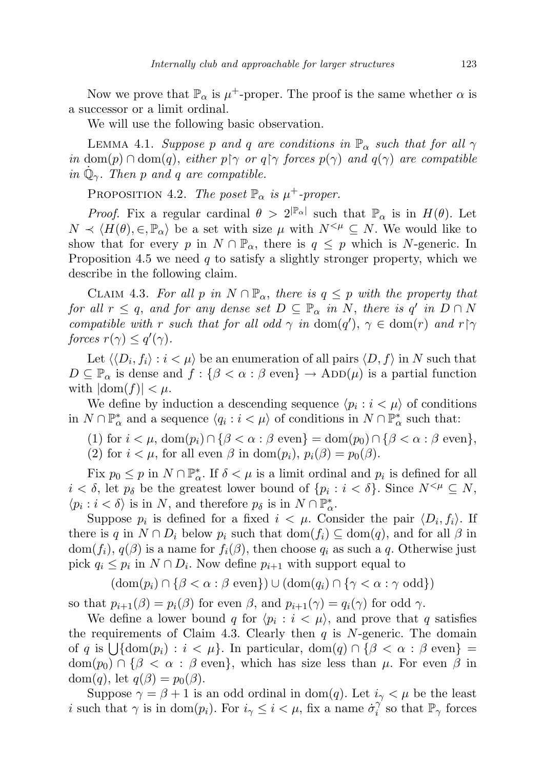Now we prove that $\mathbb{P}_\alpha$ is $\mu^+$-proper. The proof is the same whether $\alpha$ is a successor or a limit ordinal.

We will use the following basic observation.

Lemma 4.1. *Suppose $p$ and $q$ are conditions in $\mathbb{P}_\alpha$ such that for all $\gamma$ in $\mathrm{dom}(p) \cap \mathrm{dom}(q)$, either $p \restriction \gamma$ or $q \restriction \gamma$ forces $p(\gamma)$ and $q(\gamma)$ are compatible in $\dot{\mathbb{Q}}_\gamma$. Then $p$ and $q$ are compatible.*

Proposition 4.2. *The poset $\mathbb{P}_\alpha$ is $\mu^+$-proper.*

*Proof.* Fix a regular cardinal $\theta > 2^{|\mathbb{P}_\alpha|}$ such that $\mathbb{P}_\alpha$ is in $H(\theta)$. Let $N \prec \langle H(\theta), \in, \mathbb{P}_\alpha \rangle$ be a set with size $\mu$ with $N^{<\mu} \subseteq N$. We would like to show that for every $p$ in $N \cap \mathbb{P}_\alpha$, there is $q \leq p$ which is $N$-generic. In Proposition 4.5 we need $q$ to satisfy a slightly stronger property, which we describe in the following claim.

Claim 4.3. *For all $p$ in $N \cap \mathbb{P}_\alpha$, there is $q \leq p$ with the property that for all $r \leq q$, and for any dense set $D \subseteq \mathbb{P}_\alpha$ in $N$, there is $q'$ in $D \cap N$ compatible with $r$ such that for all odd $\gamma$ in $\mathrm{dom}(q')$, $\gamma \in \mathrm{dom}(r)$ and $r \restriction \gamma$ forces $r(\gamma) \leq q'(\gamma)$.*

Let $\langle \langle D_i, f_i \rangle : i < \mu \rangle$ be an enumeration of all pairs $\langle D, f \rangle$ in $N$ such that $D \subseteq \mathbb{P}_\alpha$ is dense and $f : \{\beta < \alpha : \beta \text{ even}\} \to \mathrm{ADD}(\mu)$ is a partial function with $|\mathrm{dom}(f)| < \mu$.

We define by induction a descending sequence $\langle p_i : i < \mu \rangle$ of conditions in $N \cap \mathbb{P}^*_\alpha$ and a sequence $\langle q_i : i < \mu \rangle$ of conditions in $N \cap \mathbb{P}^*_\alpha$ such that:

(1) for $i < \mu$, $\mathrm{dom}(p_i) \cap \{\beta < \alpha : \beta \text{ even}\} = \mathrm{dom}(p_0) \cap \{\beta < \alpha : \beta \text{ even}\}$,
(2) for $i < \mu$, for all even $\beta$ in $\mathrm{dom}(p_i)$, $p_i(\beta) = p_0(\beta)$.

Fix $p_0 \leq p$ in $N \cap \mathbb{P}^*_\alpha$. If $\delta < \mu$ is a limit ordinal and $p_i$ is defined for all $i < \delta$, let $p_\delta$ be the greatest lower bound of $\{p_i : i < \delta\}$. Since $N^{<\mu} \subseteq N$, $\langle p_i : i < \delta \rangle$ is in $N$, and therefore $p_\delta$ is in $N \cap \mathbb{P}^*_\alpha$.

Suppose $p_i$ is defined for a fixed $i < \mu$. Consider the pair $\langle D_i, f_i \rangle$. If there is $q$ in $N \cap D_i$ below $p_i$ such that $\mathrm{dom}(f_i) \subseteq \mathrm{dom}(q)$, and for all $\beta$ in $\mathrm{dom}(f_i)$, $q(\beta)$ is a name for $f_i(\beta)$, then choose $q_i$ as such a $q$. Otherwise just pick $q_i \leq p_i$ in $N \cap D_i$. Now define $p_{i+1}$ with support equal to

$$(\mathrm{dom}(p_i) \cap \{\beta < \alpha : \beta \text{ even}\}) \cup (\mathrm{dom}(q_i) \cap \{\gamma < \alpha : \gamma \text{ odd}\})$$

so that $p_{i+1}(\beta) = p_i(\beta)$ for even $\beta$, and $p_{i+1}(\gamma) = q_i(\gamma)$ for odd $\gamma$.

We define a lower bound $q$ for $\langle p_i : i < \mu \rangle$, and prove that $q$ satisfies the requirements of Claim 4.3. Clearly then $q$ is $N$-generic. The domain of $q$ is $\bigcup\{\mathrm{dom}(p_i) : i < \mu\}$. In particular, $\mathrm{dom}(q) \cap \{\beta < \alpha : \beta \text{ even}\} = \mathrm{dom}(p_0) \cap \{\beta < \alpha : \beta \text{ even}\}$, which has size less than $\mu$. For even $\beta$ in $\mathrm{dom}(q)$, let $q(\beta) = p_0(\beta)$.

Suppose $\gamma = \beta + 1$ is an odd ordinal in $\mathrm{dom}(q)$. Let $i_\gamma < \mu$ be the least $i$ such that $\gamma$ is in $\mathrm{dom}(p_i)$. For $i_\gamma \leq i < \mu$, fix a name $\dot{\sigma}^\gamma_i$ so that $\mathbb{P}_\gamma$ forces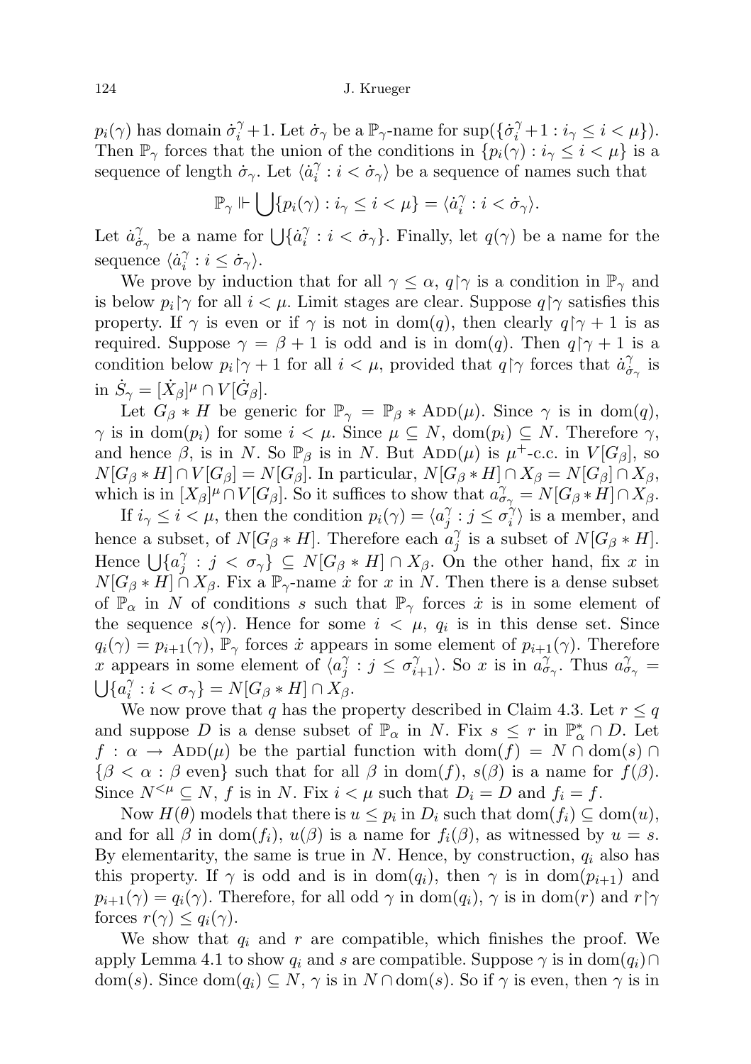$p_i(\gamma)$ has domain $\dot\sigma_i^\gamma+1$. Let $\dot\sigma_\gamma$ be a $\mathbb{P}_\gamma$-name for $\sup(\{\dot\sigma_i^\gamma+1 : i_\gamma \le i < \mu\})$. Then $\mathbb{P}_\gamma$ forces that the union of the conditions in $\{p_i(\gamma) : i_\gamma \le i < \mu\}$ is a sequence of length $\dot\sigma_\gamma$. Let $\langle \dot a_i^\gamma : i < \dot\sigma_\gamma\rangle$ be a sequence of names such that

$$\mathbb{P}_\gamma \Vdash \bigcup\{p_i(\gamma) : i_\gamma \le i < \mu\} = \langle \dot a_i^\gamma : i < \dot\sigma_\gamma\rangle.$$

Let $\dot a_{\dot\sigma_\gamma}^\gamma$ be a name for $\bigcup\{\dot a_i^\gamma : i < \dot\sigma_\gamma\}$. Finally, let $q(\gamma)$ be a name for the sequence $\langle \dot a_i^\gamma : i \le \dot\sigma_\gamma\rangle$.

We prove by induction that for all $\gamma \le \alpha$, $q\restriction\gamma$ is a condition in $\mathbb{P}_\gamma$ and is below $p_i\restriction\gamma$ for all $i<\mu$. Limit stages are clear. Suppose $q\restriction\gamma$ satisfies this property. If $\gamma$ is even or if $\gamma$ is not in $\mathrm{dom}(q)$, then clearly $q\restriction\gamma+1$ is as required. Suppose $\gamma=\beta+1$ is odd and is in $\mathrm{dom}(q)$. Then $q\restriction\gamma+1$ is a condition below $p_i\restriction\gamma+1$ for all $i<\mu$, provided that $q\restriction\gamma$ forces that $\dot a_{\dot\sigma_\gamma}^\gamma$ is in $\dot S_\gamma = [\dot X_\beta]^\mu \cap V[\dot G_\beta]$.

Let $G_\beta * H$ be generic for $\mathbb{P}_\gamma = \mathbb{P}_\beta * \mathrm{ADD}(\mu)$. Since $\gamma$ is in $\mathrm{dom}(q)$, $\gamma$ is in $\mathrm{dom}(p_i)$ for some $i<\mu$. Since $\mu\subseteq N$, $\mathrm{dom}(p_i)\subseteq N$. Therefore $\gamma$, and hence $\beta$, is in $N$. So $\mathbb{P}_\beta$ is in $N$. But $\mathrm{ADD}(\mu)$ is $\mu^+$-c.c. in $V[G_\beta]$, so $N[G_\beta*H]\cap V[G_\beta] = N[G_\beta]$. In particular, $N[G_\beta*H]\cap X_\beta = N[G_\beta]\cap X_\beta$, which is in $[X_\beta]^\mu\cap V[G_\beta]$. So it suffices to show that $a_{\sigma_\gamma}^\gamma = N[G_\beta*H]\cap X_\beta$.

If $i_\gamma \le i<\mu$, then the condition $p_i(\gamma) = \langle a_j^\gamma : j \le \sigma_i^\gamma\rangle$ is a member, and hence a subset, of $N[G_\beta*H]$. Therefore each $a_j^\gamma$ is a subset of $N[G_\beta*H]$. Hence $\bigcup\{a_j^\gamma : j<\sigma_\gamma\}\subseteq N[G_\beta*H]\cap X_\beta$. On the other hand, fix $x$ in $N[G_\beta*H]\cap X_\beta$. Fix a $\mathbb{P}_\gamma$-name $\dot x$ for $x$ in $N$. Then there is a dense subset of $\mathbb{P}_\alpha$ in $N$ of conditions $s$ such that $\mathbb{P}_\gamma$ forces $\dot x$ is in some element of the sequence $s(\gamma)$. Hence for some $i<\mu$, $q_i$ is in this dense set. Since $q_i(\gamma) = p_{i+1}(\gamma)$, $\mathbb{P}_\gamma$ forces $\dot x$ appears in some element of $p_{i+1}(\gamma)$. Therefore $x$ appears in some element of $\langle a_j^\gamma : j\le \sigma_{i+1}^\gamma\rangle$. So $x$ is in $a_{\sigma_\gamma}^\gamma$. Thus $a_{\sigma_\gamma}^\gamma = \bigcup\{a_i^\gamma : i<\sigma_\gamma\} = N[G_\beta*H]\cap X_\beta$.

We now prove that $q$ has the property described in Claim 4.3. Let $r\le q$ and suppose $D$ is a dense subset of $\mathbb{P}_\alpha$ in $N$. Fix $s\le r$ in $\mathbb{P}_\alpha^*\cap D$. Let $f:\alpha\to \mathrm{ADD}(\mu)$ be the partial function with $\mathrm{dom}(f) = N\cap\mathrm{dom}(s)\cap\{\beta<\alpha : \beta \text{ even}\}$ such that for all $\beta$ in $\mathrm{dom}(f)$, $s(\beta)$ is a name for $f(\beta)$. Since $N^{<\mu}\subseteq N$, $f$ is in $N$. Fix $i<\mu$ such that $D_i = D$ and $f_i = f$.

Now $H(\theta)$ models that there is $u\le p_i$ in $D_i$ such that $\mathrm{dom}(f_i)\subseteq\mathrm{dom}(u)$, and for all $\beta$ in $\mathrm{dom}(f_i)$, $u(\beta)$ is a name for $f_i(\beta)$, as witnessed by $u=s$. By elementarity, the same is true in $N$. Hence, by construction, $q_i$ also has this property. If $\gamma$ is odd and is in $\mathrm{dom}(q_i)$, then $\gamma$ is in $\mathrm{dom}(p_{i+1})$ and $p_{i+1}(\gamma) = q_i(\gamma)$. Therefore, for all odd $\gamma$ in $\mathrm{dom}(q_i)$, $\gamma$ is in $\mathrm{dom}(r)$ and $r\restriction\gamma$ forces $r(\gamma)\le q_i(\gamma)$.

We show that $q_i$ and $r$ are compatible, which finishes the proof. We apply Lemma 4.1 to show $q_i$ and $s$ are compatible. Suppose $\gamma$ is in $\mathrm{dom}(q_i)\cap\mathrm{dom}(s)$. Since $\mathrm{dom}(q_i)\subseteq N$, $\gamma$ is in $N\cap\mathrm{dom}(s)$. So if $\gamma$ is even, then $\gamma$ is in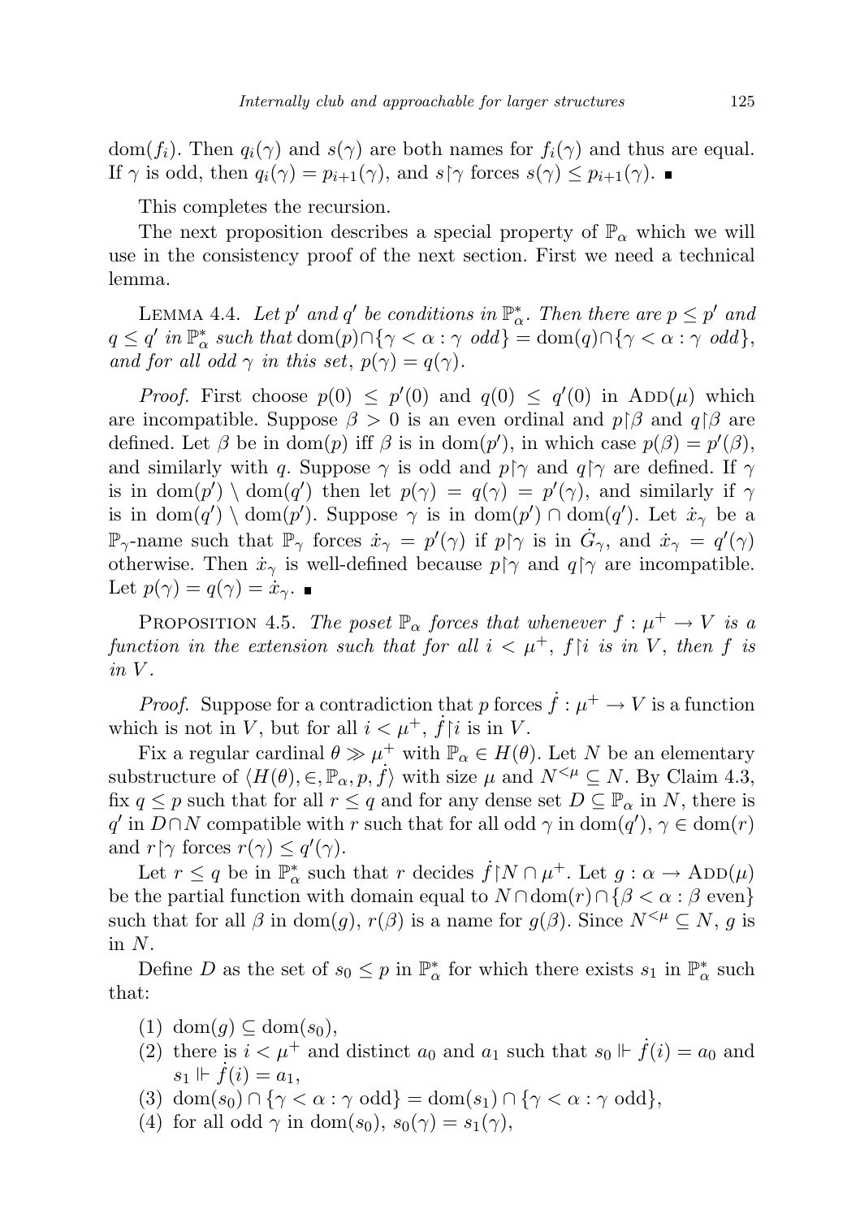$\mathrm{dom}(f_i)$. Then $q_i(\gamma)$ and $s(\gamma)$ are both names for $f_i(\gamma)$ and thus are equal. If $\gamma$ is odd, then $q_i(\gamma) = p_{i+1}(\gamma)$, and $s{\restriction}\gamma$ forces $s(\gamma) \le p_{i+1}(\gamma)$. ∎

This completes the recursion.

The next proposition describes a special property of $\mathbb{P}_\alpha$ which we will use in the consistency proof of the next section. First we need a technical lemma.

Lemma 4.4. *Let $p'$ and $q'$ be conditions in $\mathbb{P}^*_\alpha$. Then there are $p \le p'$ and $q \le q'$ in $\mathbb{P}^*_\alpha$ such that $\mathrm{dom}(p) \cap \{\gamma < \alpha : \gamma \text{ odd}\} = \mathrm{dom}(q) \cap \{\gamma < \alpha : \gamma \text{ odd}\}$, and for all odd $\gamma$ in this set, $p(\gamma) = q(\gamma)$.*

*Proof.* First choose $p(0) \le p'(0)$ and $q(0) \le q'(0)$ in $\mathrm{ADD}(\mu)$ which are incompatible. Suppose $\beta > 0$ is an even ordinal and $p{\restriction}\beta$ and $q{\restriction}\beta$ are defined. Let $\beta$ be in $\mathrm{dom}(p)$ iff $\beta$ is in $\mathrm{dom}(p')$, in which case $p(\beta) = p'(\beta)$, and similarly with $q$. Suppose $\gamma$ is odd and $p{\restriction}\gamma$ and $q{\restriction}\gamma$ are defined. If $\gamma$ is in $\mathrm{dom}(p') \setminus \mathrm{dom}(q')$ then let $p(\gamma) = q(\gamma) = p'(\gamma)$, and similarly if $\gamma$ is in $\mathrm{dom}(q') \setminus \mathrm{dom}(p')$. Suppose $\gamma$ is in $\mathrm{dom}(p') \cap \mathrm{dom}(q')$. Let $\dot{x}_\gamma$ be a $\mathbb{P}_\gamma$-name such that $\mathbb{P}_\gamma$ forces $\dot{x}_\gamma = p'(\gamma)$ if $p{\restriction}\gamma$ is in $\dot{G}_\gamma$, and $\dot{x}_\gamma = q'(\gamma)$ otherwise. Then $\dot{x}_\gamma$ is well-defined because $p{\restriction}\gamma$ and $q{\restriction}\gamma$ are incompatible. Let $p(\gamma) = q(\gamma) = \dot{x}_\gamma$. ∎

Proposition 4.5. *The poset $\mathbb{P}_\alpha$ forces that whenever $f : \mu^+ \to V$ is a function in the extension such that for all $i < \mu^+$, $f{\restriction}i$ is in $V$, then $f$ is in $V$.*

*Proof.* Suppose for a contradiction that $p$ forces $\dot{f} : \mu^+ \to V$ is a function which is not in $V$, but for all $i < \mu^+$, $\dot{f}{\restriction}i$ is in $V$.

Fix a regular cardinal $\theta \gg \mu^+$ with $\mathbb{P}_\alpha \in H(\theta)$. Let $N$ be an elementary substructure of $\langle H(\theta), \in, \mathbb{P}_\alpha, p, \dot{f}\rangle$ with size $\mu$ and $N^{<\mu} \subseteq N$. By Claim 4.3, fix $q \le p$ such that for all $r \le q$ and for any dense set $D \subseteq \mathbb{P}_\alpha$ in $N$, there is $q'$ in $D \cap N$ compatible with $r$ such that for all odd $\gamma$ in $\mathrm{dom}(q')$, $\gamma \in \mathrm{dom}(r)$ and $r{\restriction}\gamma$ forces $r(\gamma) \le q'(\gamma)$.

Let $r \le q$ be in $\mathbb{P}^*_\alpha$ such that $r$ decides $\dot{f}{\restriction}N \cap \mu^+$. Let $g : \alpha \to \mathrm{ADD}(\mu)$ be the partial function with domain equal to $N \cap \mathrm{dom}(r) \cap \{\beta < \alpha : \beta \text{ even}\}$ such that for all $\beta$ in $\mathrm{dom}(g)$, $r(\beta)$ is a name for $g(\beta)$. Since $N^{<\mu} \subseteq N$, $g$ is in $N$.

Define $D$ as the set of $s_0 \le p$ in $\mathbb{P}^*_\alpha$ for which there exists $s_1$ in $\mathbb{P}^*_\alpha$ such that:

1. $\mathrm{dom}(g) \subseteq \mathrm{dom}(s_0)$,
2. there is $i < \mu^+$ and distinct $a_0$ and $a_1$ such that $s_0 \Vdash \dot{f}(i) = a_0$ and $s_1 \Vdash \dot{f}(i) = a_1$,
3. $\mathrm{dom}(s_0) \cap \{\gamma < \alpha : \gamma \text{ odd}\} = \mathrm{dom}(s_1) \cap \{\gamma < \alpha : \gamma \text{ odd}\}$,
4. for all odd $\gamma$ in $\mathrm{dom}(s_0)$, $s_0(\gamma) = s_1(\gamma)$,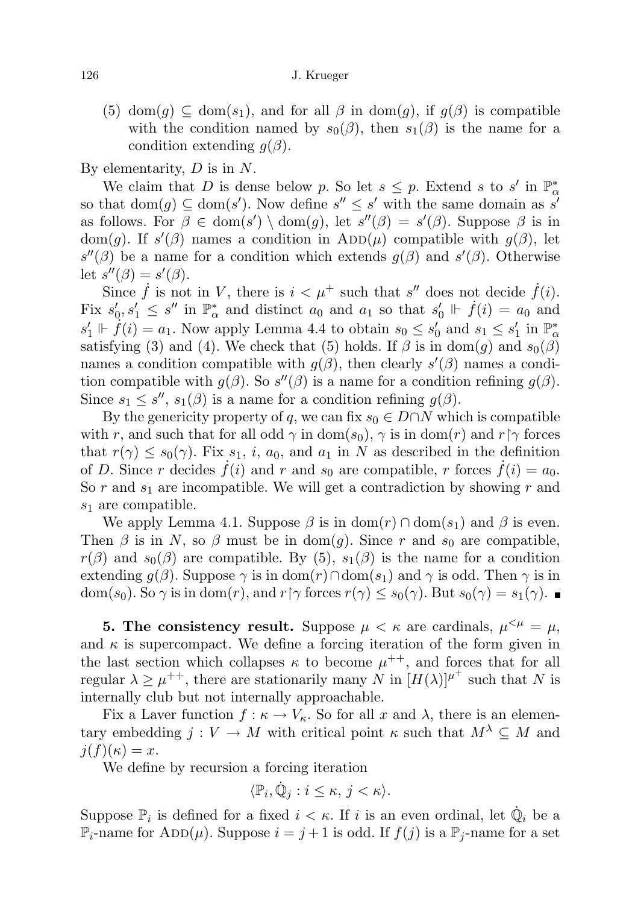(5) $\mathrm{dom}(g) \subseteq \mathrm{dom}(s_1)$, and for all $\beta$ in $\mathrm{dom}(g)$, if $g(\beta)$ is compatible with the condition named by $s_0(\beta)$, then $s_1(\beta)$ is the name for a condition extending $g(\beta)$.

By elementarity, $D$ is in $N$.

We claim that $D$ is dense below $p$. So let $s \leq p$. Extend $s$ to $s'$ in $\mathbb{P}^*_\alpha$ so that $\mathrm{dom}(g) \subseteq \mathrm{dom}(s')$. Now define $s'' \leq s'$ with the same domain as $s'$ as follows. For $\beta \in \mathrm{dom}(s') \setminus \mathrm{dom}(g)$, let $s''(\beta) = s'(\beta)$. Suppose $\beta$ is in $\mathrm{dom}(g)$. If $s'(\beta)$ names a condition in $\mathrm{ADD}(\mu)$ compatible with $g(\beta)$, let $s''(\beta)$ be a name for a condition which extends $g(\beta)$ and $s'(\beta)$. Otherwise let $s''(\beta) = s'(\beta)$.

Since $\dot{f}$ is not in $V$, there is $i < \mu^+$ such that $s''$ does not decide $\dot{f}(i)$. Fix $s'_0, s'_1 \leq s''$ in $\mathbb{P}^*_\alpha$ and distinct $a_0$ and $a_1$ so that $s'_0 \Vdash \dot{f}(i) = a_0$ and $s'_1 \Vdash \dot{f}(i) = a_1$. Now apply Lemma 4.4 to obtain $s_0 \leq s'_0$ and $s_1 \leq s'_1$ in $\mathbb{P}^*_\alpha$ satisfying (3) and (4). We check that (5) holds. If $\beta$ is in $\mathrm{dom}(g)$ and $s_0(\beta)$ names a condition compatible with $g(\beta)$, then clearly $s'(\beta)$ names a condition compatible with $g(\beta)$. So $s''(\beta)$ is a name for a condition refining $g(\beta)$. Since $s_1 \leq s''$, $s_1(\beta)$ is a name for a condition refining $g(\beta)$.

By the genericity property of $q$, we can fix $s_0 \in D \cap N$ which is compatible with $r$, and such that for all odd $\gamma$ in $\mathrm{dom}(s_0)$, $\gamma$ is in $\mathrm{dom}(r)$ and $r \restriction \gamma$ forces that $r(\gamma) \leq s_0(\gamma)$. Fix $s_1$, $i$, $a_0$, and $a_1$ in $N$ as described in the definition of $D$. Since $r$ decides $\dot{f}(i)$ and $r$ and $s_0$ are compatible, $r$ forces $\dot{f}(i) = a_0$. So $r$ and $s_1$ are incompatible. We will get a contradiction by showing $r$ and $s_1$ are compatible.

We apply Lemma 4.1. Suppose $\beta$ is in $\mathrm{dom}(r) \cap \mathrm{dom}(s_1)$ and $\beta$ is even. Then $\beta$ is in $N$, so $\beta$ must be in $\mathrm{dom}(g)$. Since $r$ and $s_0$ are compatible, $r(\beta)$ and $s_0(\beta)$ are compatible. By (5), $s_1(\beta)$ is the name for a condition extending $g(\beta)$. Suppose $\gamma$ is in $\mathrm{dom}(r) \cap \mathrm{dom}(s_1)$ and $\gamma$ is odd. Then $\gamma$ is in $\mathrm{dom}(s_0)$. So $\gamma$ is in $\mathrm{dom}(r)$, and $r \restriction \gamma$ forces $r(\gamma) \leq s_0(\gamma)$. But $s_0(\gamma) = s_1(\gamma)$. ∎

**5. The consistency result.** Suppose $\mu < \kappa$ are cardinals, $\mu^{<\mu} = \mu$, and $\kappa$ is supercompact. We define a forcing iteration of the form given in the last section which collapses $\kappa$ to become $\mu^{++}$, and forces that for all regular $\lambda \geq \mu^{++}$, there are stationarily many $N$ in $[H(\lambda)]^{\mu^+}$ such that $N$ is internally club but not internally approachable.

Fix a Laver function $f : \kappa \to V_\kappa$. So for all $x$ and $\lambda$, there is an elementary embedding $j : V \to M$ with critical point $\kappa$ such that $M^\lambda \subseteq M$ and $j(f)(\kappa) = x$.

We define by recursion a forcing iteration

$$\langle \mathbb{P}_i, \dot{\mathbb{Q}}_j : i \leq \kappa,\, j < \kappa \rangle.$$

Suppose $\mathbb{P}_i$ is defined for a fixed $i < \kappa$. If $i$ is an even ordinal, let $\dot{\mathbb{Q}}_i$ be a $\mathbb{P}_i$-name for $\mathrm{ADD}(\mu)$. Suppose $i = j + 1$ is odd. If $f(j)$ is a $\mathbb{P}_j$-name for a set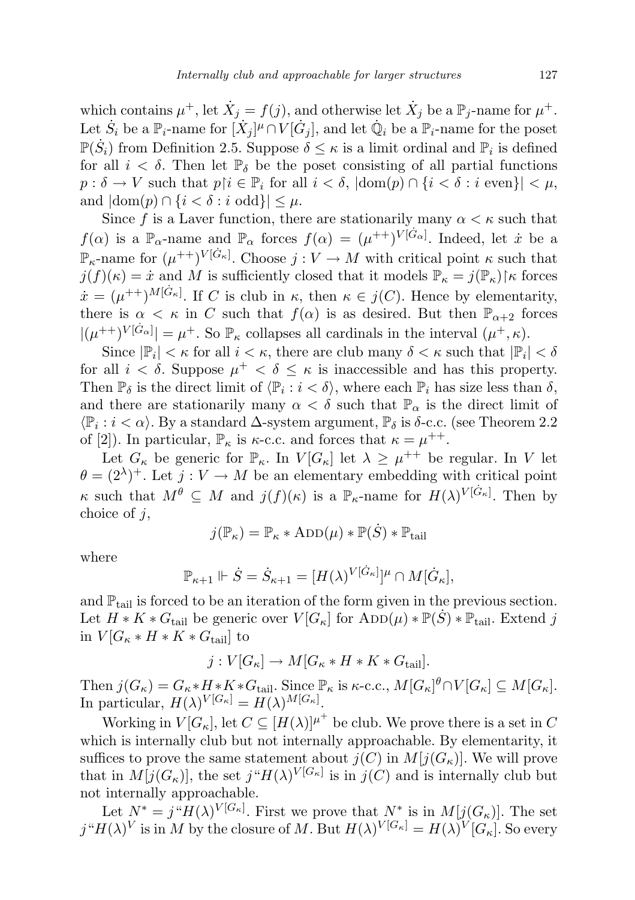which contains $\mu^+$, let $\dot{X}_j = f(j)$, and otherwise let $\dot{X}_j$ be a $\mathbb{P}_j$-name for $\mu^+$. Let $\dot{S}_i$ be a $\mathbb{P}_i$-name for $[\dot{X}_j]^\mu \cap V[\dot{G}_j]$, and let $\dot{\mathbb{Q}}_i$ be a $\mathbb{P}_i$-name for the poset $\mathbb{P}(\dot{S}_i)$ from Definition 2.5. Suppose $\delta \leq \kappa$ is a limit ordinal and $\mathbb{P}_i$ is defined for all $i < \delta$. Then let $\mathbb{P}_\delta$ be the poset consisting of all partial functions $p : \delta \to V$ such that $p \restriction i \in \mathbb{P}_i$ for all $i < \delta$, $|\mathrm{dom}(p) \cap \{i < \delta : i \text{ even}\}| < \mu$, and $|\mathrm{dom}(p) \cap \{i < \delta : i \text{ odd}\}| \leq \mu$.

Since $f$ is a Laver function, there are stationarily many $\alpha < \kappa$ such that $f(\alpha)$ is a $\mathbb{P}_\alpha$-name and $\mathbb{P}_\alpha$ forces $f(\alpha) = (\mu^{++})^{V[\dot{G}_\alpha]}$. Indeed, let $\dot{x}$ be a $\mathbb{P}_\kappa$-name for $(\mu^{++})^{V[\dot{G}_\kappa]}$. Choose $j : V \to M$ with critical point $\kappa$ such that $j(f)(\kappa) = \dot{x}$ and $M$ is sufficiently closed that it models $\mathbb{P}_\kappa = j(\mathbb{P}_\kappa)\restriction\kappa$ forces $\dot{x} = (\mu^{++})^{M[\dot{G}_\kappa]}$. If $C$ is club in $\kappa$, then $\kappa \in j(C)$. Hence by elementarity, there is $\alpha < \kappa$ in $C$ such that $f(\alpha)$ is as desired. But then $\mathbb{P}_{\alpha+2}$ forces $|(\mu^{++})^{V[\dot{G}_\alpha]}| = \mu^+$. So $\mathbb{P}_\kappa$ collapses all cardinals in the interval $(\mu^+, \kappa)$.

Since $|\mathbb{P}_i| < \kappa$ for all $i < \kappa$, there are club many $\delta < \kappa$ such that $|\mathbb{P}_i| < \delta$ for all $i < \delta$. Suppose $\mu^+ < \delta \leq \kappa$ is inaccessible and has this property. Then $\mathbb{P}_\delta$ is the direct limit of $\langle \mathbb{P}_i : i < \delta \rangle$, where each $\mathbb{P}_i$ has size less than $\delta$, and there are stationarily many $\alpha < \delta$ such that $\mathbb{P}_\alpha$ is the direct limit of $\langle \mathbb{P}_i : i < \alpha \rangle$. By a standard $\Delta$-system argument, $\mathbb{P}_\delta$ is $\delta$-c.c. (see Theorem 2.2 of [2]). In particular, $\mathbb{P}_\kappa$ is $\kappa$-c.c. and forces that $\kappa = \mu^{++}$.

Let $G_\kappa$ be generic for $\mathbb{P}_\kappa$. In $V[G_\kappa]$ let $\lambda \geq \mu^{++}$ be regular. In $V$ let $\theta = (2^\lambda)^+$. Let $j : V \to M$ be an elementary embedding with critical point $\kappa$ such that $M^\theta \subseteq M$ and $j(f)(\kappa)$ is a $\mathbb{P}_\kappa$-name for $H(\lambda)^{V[\dot{G}_\kappa]}$. Then by choice of $j$,

$$j(\mathbb{P}_\kappa) = \mathbb{P}_\kappa * \mathrm{ADD}(\mu) * \mathbb{P}(\dot{S}) * \mathbb{P}_{\mathrm{tail}}$$

where

$$\mathbb{P}_{\kappa+1} \Vdash \dot{S} = \dot{S}_{\kappa+1} = [H(\lambda)^{V[\dot{G}_\kappa]}]^\mu \cap M[\dot{G}_\kappa],$$

and $\mathbb{P}_{\mathrm{tail}}$ is forced to be an iteration of the form given in the previous section. Let $H * K * G_{\mathrm{tail}}$ be generic over $V[G_\kappa]$ for $\mathrm{ADD}(\mu) * \mathbb{P}(\dot{S}) * \mathbb{P}_{\mathrm{tail}}$. Extend $j$ in $V[G_\kappa * H * K * G_{\mathrm{tail}}]$ to

$$j : V[G_\kappa] \to M[G_\kappa * H * K * G_{\mathrm{tail}}].$$

Then $j(G_\kappa) = G_\kappa * H * K * G_{\mathrm{tail}}$. Since $\mathbb{P}_\kappa$ is $\kappa$-c.c., $M[G_\kappa]^\theta \cap V[G_\kappa] \subseteq M[G_\kappa]$. In particular, $H(\lambda)^{V[G_\kappa]} = H(\lambda)^{M[G_\kappa]}$.

Working in $V[G_\kappa]$, let $C \subseteq [H(\lambda)]^{\mu^+}$ be club. We prove there is a set in $C$ which is internally club but not internally approachable. By elementarity, it suffices to prove the same statement about $j(C)$ in $M[j(G_\kappa)]$. We will prove that in $M[j(G_\kappa)]$, the set $j``H(\lambda)^{V[G_\kappa]}$ is in $j(C)$ and is internally club but not internally approachable.

Let $N^* = j``H(\lambda)^{V[G_\kappa]}$. First we prove that $N^*$ is in $M[j(G_\kappa)]$. The set $j``H(\lambda)^V$ is in $M$ by the closure of $M$. But $H(\lambda)^{V[G_\kappa]} = H(\lambda)^V[G_\kappa]$. So every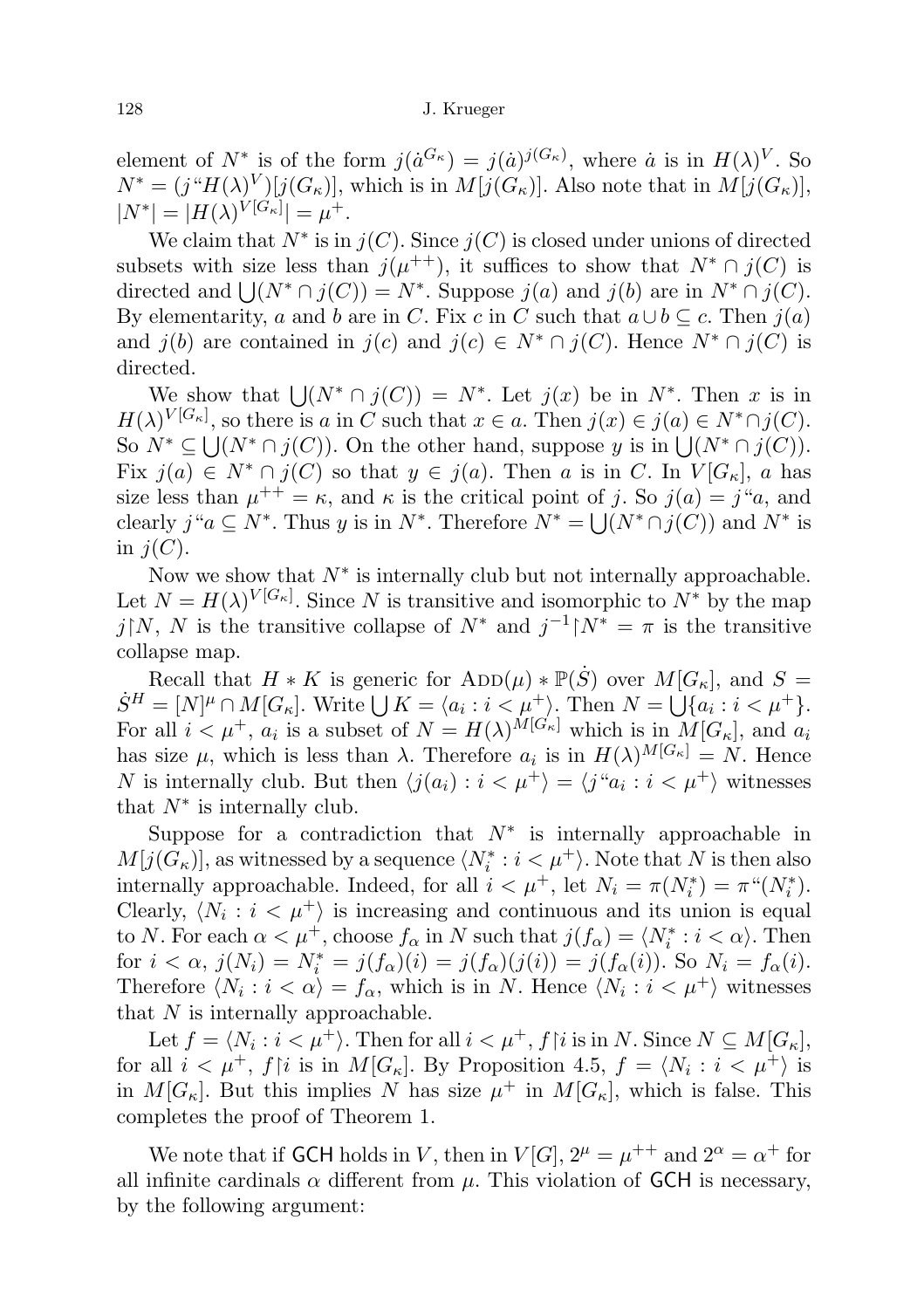element of $N^*$ is of the form $j(\dot{a}^{G_\kappa}) = j(\dot{a})^{j(G_\kappa)}$, where $\dot{a}$ is in $H(\lambda)^V$. So $N^* = (j``H(\lambda)^V)[j(G_\kappa)]$, which is in $M[j(G_\kappa)]$. Also note that in $M[j(G_\kappa)]$, $|N^*| = |H(\lambda)^{V[G_\kappa]}| = \mu^+$.

We claim that $N^*$ is in $j(C)$. Since $j(C)$ is closed under unions of directed subsets with size less than $j(\mu^{++})$, it suffices to show that $N^* \cap j(C)$ is directed and $\bigcup(N^* \cap j(C)) = N^*$. Suppose $j(a)$ and $j(b)$ are in $N^* \cap j(C)$. By elementarity, $a$ and $b$ are in $C$. Fix $c$ in $C$ such that $a \cup b \subseteq c$. Then $j(a)$ and $j(b)$ are contained in $j(c)$ and $j(c) \in N^* \cap j(C)$. Hence $N^* \cap j(C)$ is directed.

We show that $\bigcup(N^* \cap j(C)) = N^*$. Let $j(x)$ be in $N^*$. Then $x$ is in $H(\lambda)^{V[G_\kappa]}$, so there is $a$ in $C$ such that $x \in a$. Then $j(x) \in j(a) \in N^* \cap j(C)$. So $N^* \subseteq \bigcup(N^* \cap j(C))$. On the other hand, suppose $y$ is in $\bigcup(N^* \cap j(C))$. Fix $j(a) \in N^* \cap j(C)$ so that $y \in j(a)$. Then $a$ is in $C$. In $V[G_\kappa]$, $a$ has size less than $\mu^{++} = \kappa$, and $\kappa$ is the critical point of $j$. So $j(a) = j``a$, and clearly $j``a \subseteq N^*$. Thus $y$ is in $N^*$. Therefore $N^* = \bigcup(N^* \cap j(C))$ and $N^*$ is in $j(C)$.

Now we show that $N^*$ is internally club but not internally approachable. Let $N = H(\lambda)^{V[G_\kappa]}$. Since $N$ is transitive and isomorphic to $N^*$ by the map $j \restriction N$, $N$ is the transitive collapse of $N^*$ and $j^{-1} \restriction N^* = \pi$ is the transitive collapse map.

Recall that $H * K$ is generic for $\mathrm{ADD}(\mu) * \mathbb{P}(\dot{S})$ over $M[G_\kappa]$, and $S = \dot{S}^H = [N]^\mu \cap M[G_\kappa]$. Write $\bigcup K = \langle a_i : i < \mu^+ \rangle$. Then $N = \bigcup\{a_i : i < \mu^+\}$. For all $i < \mu^+$, $a_i$ is a subset of $N = H(\lambda)^{M[G_\kappa]}$ which is in $M[G_\kappa]$, and $a_i$ has size $\mu$, which is less than $\lambda$. Therefore $a_i$ is in $H(\lambda)^{M[G_\kappa]} = N$. Hence $N$ is internally club. But then $\langle j(a_i) : i < \mu^+ \rangle = \langle j``a_i : i < \mu^+ \rangle$ witnesses that $N^*$ is internally club.

Suppose for a contradiction that $N^*$ is internally approachable in $M[j(G_\kappa)]$, as witnessed by a sequence $\langle N_i^* : i < \mu^+ \rangle$. Note that $N$ is then also internally approachable. Indeed, for all $i < \mu^+$, let $N_i = \pi(N_i^*) = \pi``(N_i^*)$. Clearly, $\langle N_i : i < \mu^+ \rangle$ is increasing and continuous and its union is equal to $N$. For each $\alpha < \mu^+$, choose $f_\alpha$ in $N$ such that $j(f_\alpha) = \langle N_i^* : i < \alpha \rangle$. Then for $i < \alpha$, $j(N_i) = N_i^* = j(f_\alpha)(i) = j(f_\alpha)(j(i)) = j(f_\alpha(i))$. So $N_i = f_\alpha(i)$. Therefore $\langle N_i : i < \alpha \rangle = f_\alpha$, which is in $N$. Hence $\langle N_i : i < \mu^+ \rangle$ witnesses that $N$ is internally approachable.

Let $f = \langle N_i : i < \mu^+ \rangle$. Then for all $i < \mu^+$, $f \restriction i$ is in $N$. Since $N \subseteq M[G_\kappa]$, for all $i < \mu^+$, $f \restriction i$ is in $M[G_\kappa]$. By Proposition 4.5, $f = \langle N_i : i < \mu^+ \rangle$ is in $M[G_\kappa]$. But this implies $N$ has size $\mu^+$ in $M[G_\kappa]$, which is false. This completes the proof of Theorem 1.

We note that if $\mathsf{GCH}$ holds in $V$, then in $V[G]$, $2^\mu = \mu^{++}$ and $2^\alpha = \alpha^+$ for all infinite cardinals $\alpha$ different from $\mu$. This violation of $\mathsf{GCH}$ is necessary, by the following argument: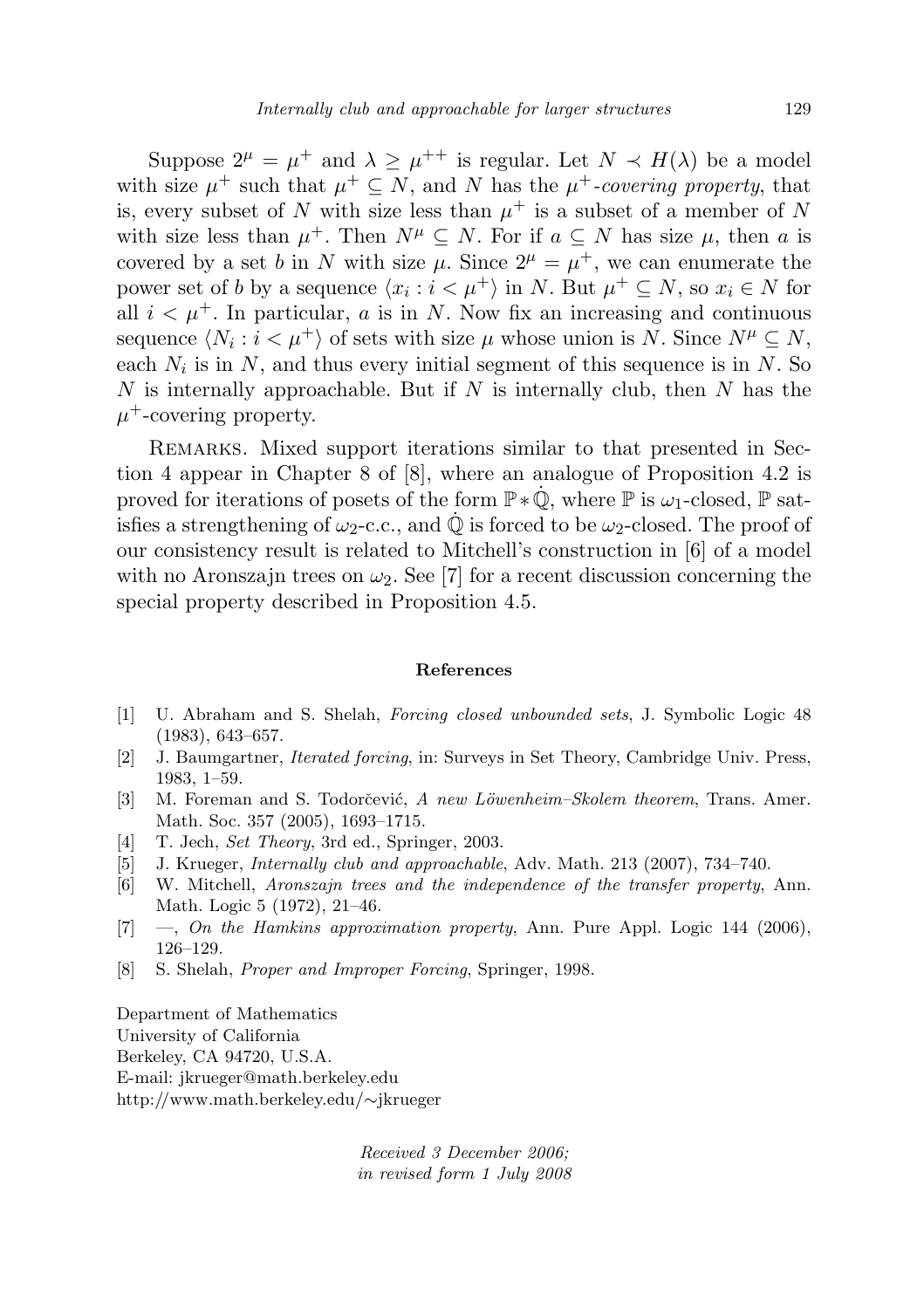Suppose $2^\mu = \mu^+$ and $\lambda \geq \mu^{++}$ is regular. Let $N \prec H(\lambda)$ be a model with size $\mu^+$ such that $\mu^+ \subseteq N$, and $N$ has the $\mu^+$*-covering property*, that is, every subset of $N$ with size less than $\mu^+$ is a subset of a member of $N$ with size less than $\mu^+$. Then $N^\mu \subseteq N$. For if $a \subseteq N$ has size $\mu$, then $a$ is covered by a set $b$ in $N$ with size $\mu$. Since $2^\mu = \mu^+$, we can enumerate the power set of $b$ by a sequence $\langle x_i : i < \mu^+ \rangle$ in $N$. But $\mu^+ \subseteq N$, so $x_i \in N$ for all $i < \mu^+$. In particular, $a$ is in $N$. Now fix an increasing and continuous sequence $\langle N_i : i < \mu^+ \rangle$ of sets with size $\mu$ whose union is $N$. Since $N^\mu \subseteq N$, each $N_i$ is in $N$, and thus every initial segment of this sequence is in $N$. So $N$ is internally approachable. But if $N$ is internally club, then $N$ has the $\mu^+$-covering property.

Remarks. Mixed support iterations similar to that presented in Section 4 appear in Chapter 8 of [8], where an analogue of Proposition 4.2 is proved for iterations of posets of the form $\mathbb{P} * \dot{\mathbb{Q}}$, where $\mathbb{P}$ is $\omega_1$-closed, $\mathbb{P}$ satisfies a strengthening of $\omega_2$-c.c., and $\dot{\mathbb{Q}}$ is forced to be $\omega_2$-closed. The proof of our consistency result is related to Mitchell's construction in [6] of a model with no Aronszajn trees on $\omega_2$. See [7] for a recent discussion concerning the special property described in Proposition 4.5.

## References

[1] U. Abraham and S. Shelah, *Forcing closed unbounded sets*, J. Symbolic Logic 48 (1983), 643–657.

[2] J. Baumgartner, *Iterated forcing*, in: Surveys in Set Theory, Cambridge Univ. Press, 1983, 1–59.

[3] M. Foreman and S. Todorčević, *A new Löwenheim–Skolem theorem*, Trans. Amer. Math. Soc. 357 (2005), 1693–1715.

[4] T. Jech, *Set Theory*, 3rd ed., Springer, 2003.

[5] J. Krueger, *Internally club and approachable*, Adv. Math. 213 (2007), 734–740.

[6] W. Mitchell, *Aronszajn trees and the independence of the transfer property*, Ann. Math. Logic 5 (1972), 21–46.

[7] —, *On the Hamkins approximation property*, Ann. Pure Appl. Logic 144 (2006), 126–129.

[8] S. Shelah, *Proper and Improper Forcing*, Springer, 1998.

Department of Mathematics
University of California
Berkeley, CA 94720, U.S.A.
E-mail: jkrueger@math.berkeley.edu
http://www.math.berkeley.edu/∼jkrueger

*Received 3 December 2006;*
*in revised form 1 July 2008*